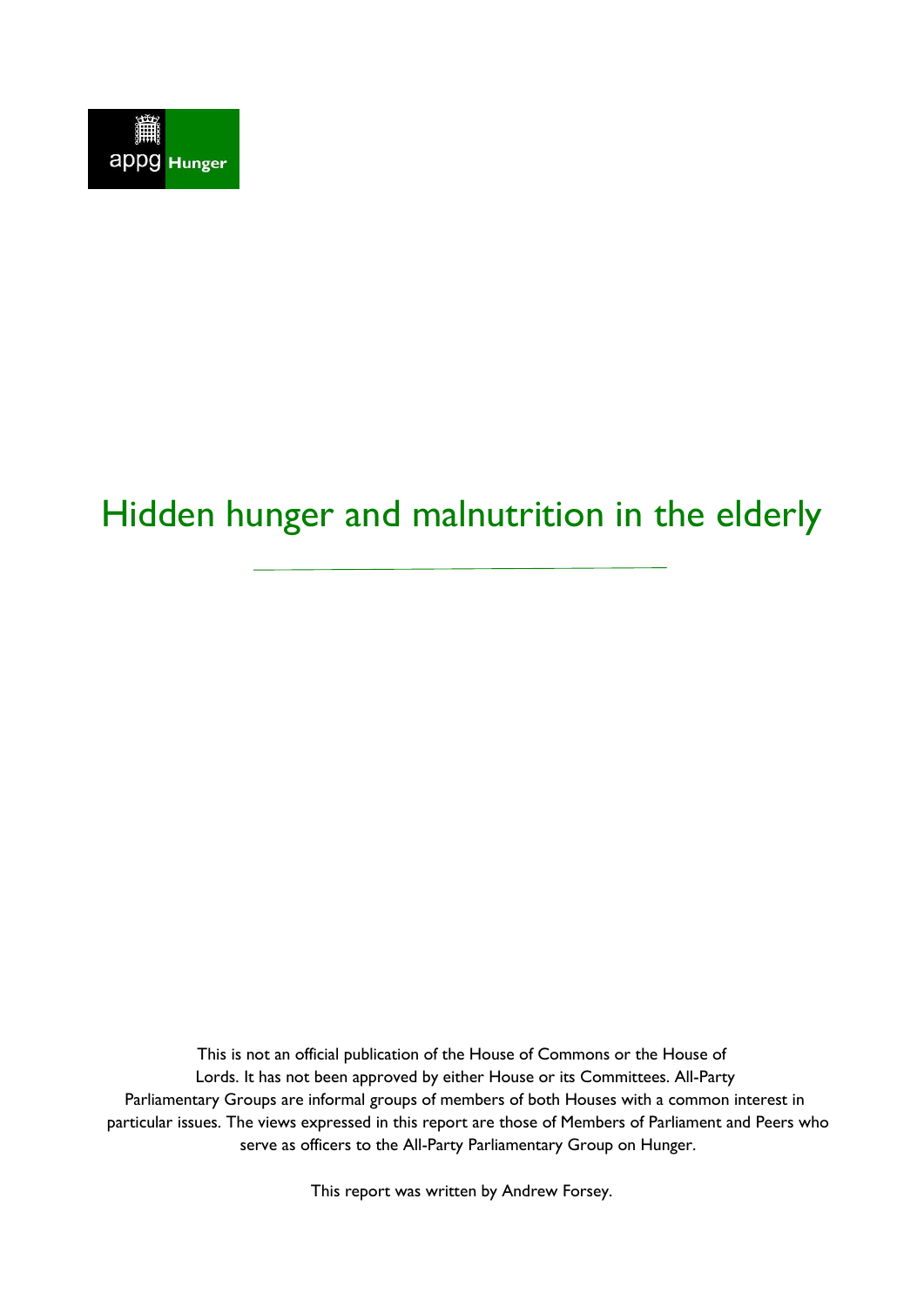appg Hunger

# Hidden hunger and malnutrition in the elderly

This is not an official publication of the House of Commons or the House of Lords. It has not been approved by either House or its Committees. All-Party Parliamentary Groups are informal groups of members of both Houses with a common interest in particular issues. The views expressed in this report are those of Members of Parliament and Peers who serve as officers to the All-Party Parliamentary Group on Hunger.

This report was written by Andrew Forsey.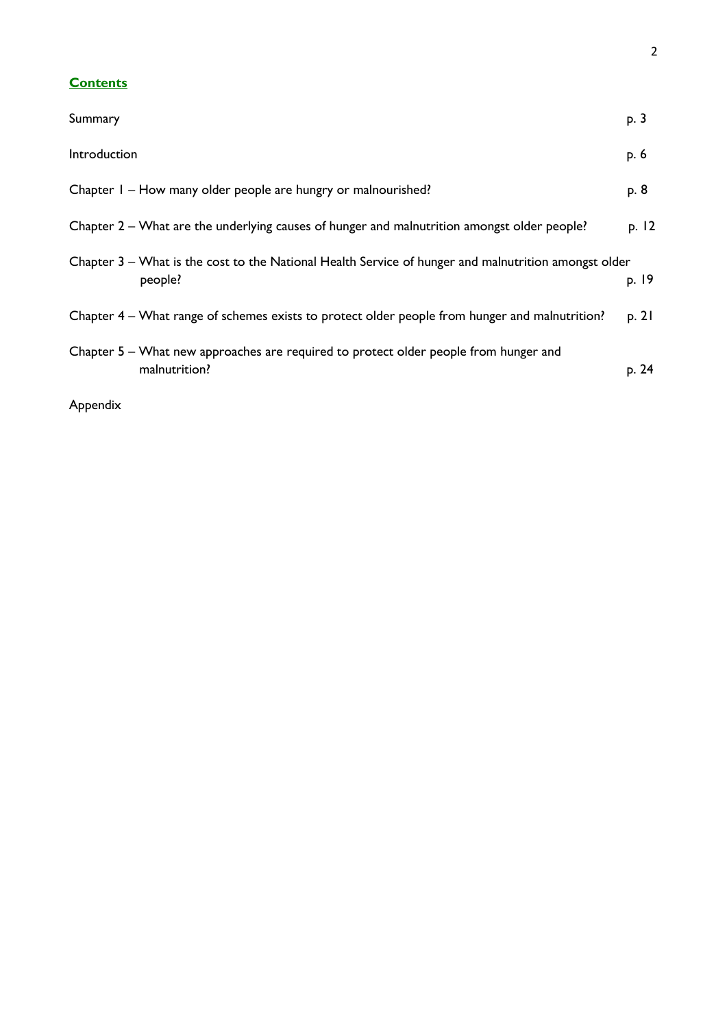## Contents

| | |
|---|---|
| Summary | p. 3 |
| Introduction | p. 6 |
| Chapter 1 – How many older people are hungry or malnourished? | p. 8 |
| Chapter 2 – What are the underlying causes of hunger and malnutrition amongst older people? | p. 12 |
| Chapter 3 – What is the cost to the National Health Service of hunger and malnutrition amongst older people? | p. 19 |
| Chapter 4 – What range of schemes exists to protect older people from hunger and malnutrition? | p. 21 |
| Chapter 5 – What new approaches are required to protect older people from hunger and malnutrition? | p. 24 |
| Appendix | |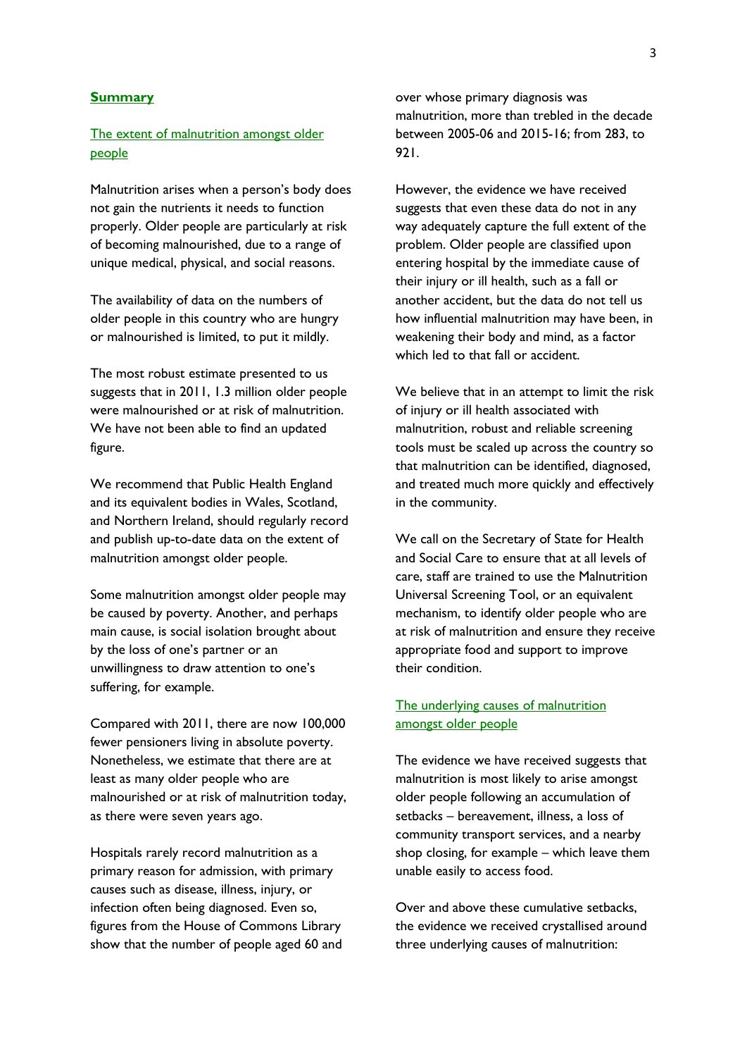## Summary

### The extent of malnutrition amongst older people

Malnutrition arises when a person's body does not gain the nutrients it needs to function properly. Older people are particularly at risk of becoming malnourished, due to a range of unique medical, physical, and social reasons.

The availability of data on the numbers of older people in this country who are hungry or malnourished is limited, to put it mildly.

The most robust estimate presented to us suggests that in 2011, 1.3 million older people were malnourished or at risk of malnutrition. We have not been able to find an updated figure.

We recommend that Public Health England and its equivalent bodies in Wales, Scotland, and Northern Ireland, should regularly record and publish up-to-date data on the extent of malnutrition amongst older people.

Some malnutrition amongst older people may be caused by poverty. Another, and perhaps main cause, is social isolation brought about by the loss of one's partner or an unwillingness to draw attention to one's suffering, for example.

Compared with 2011, there are now 100,000 fewer pensioners living in absolute poverty. Nonetheless, we estimate that there are at least as many older people who are malnourished or at risk of malnutrition today, as there were seven years ago.

Hospitals rarely record malnutrition as a primary reason for admission, with primary causes such as disease, illness, injury, or infection often being diagnosed. Even so, figures from the House of Commons Library show that the number of people aged 60 and over whose primary diagnosis was malnutrition, more than trebled in the decade between 2005-06 and 2015-16; from 283, to 921.

However, the evidence we have received suggests that even these data do not in any way adequately capture the full extent of the problem. Older people are classified upon entering hospital by the immediate cause of their injury or ill health, such as a fall or another accident, but the data do not tell us how influential malnutrition may have been, in weakening their body and mind, as a factor which led to that fall or accident.

We believe that in an attempt to limit the risk of injury or ill health associated with malnutrition, robust and reliable screening tools must be scaled up across the country so that malnutrition can be identified, diagnosed, and treated much more quickly and effectively in the community.

We call on the Secretary of State for Health and Social Care to ensure that at all levels of care, staff are trained to use the Malnutrition Universal Screening Tool, or an equivalent mechanism, to identify older people who are at risk of malnutrition and ensure they receive appropriate food and support to improve their condition.

### The underlying causes of malnutrition amongst older people

The evidence we have received suggests that malnutrition is most likely to arise amongst older people following an accumulation of setbacks – bereavement, illness, a loss of community transport services, and a nearby shop closing, for example – which leave them unable easily to access food.

Over and above these cumulative setbacks, the evidence we received crystallised around three underlying causes of malnutrition: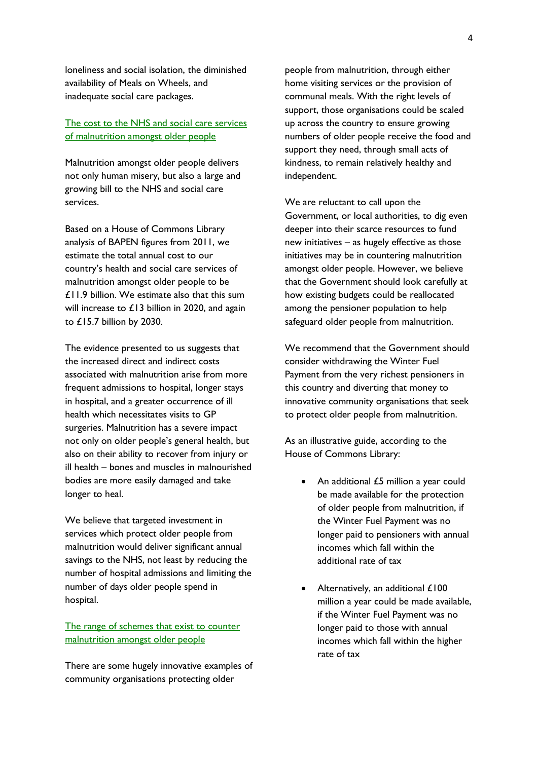loneliness and social isolation, the diminished availability of Meals on Wheels, and inadequate social care packages.

### The cost to the NHS and social care services of malnutrition amongst older people

Malnutrition amongst older people delivers not only human misery, but also a large and growing bill to the NHS and social care services.

Based on a House of Commons Library analysis of BAPEN figures from 2011, we estimate the total annual cost to our country's health and social care services of malnutrition amongst older people to be £11.9 billion. We estimate also that this sum will increase to £13 billion in 2020, and again to £15.7 billion by 2030.

The evidence presented to us suggests that the increased direct and indirect costs associated with malnutrition arise from more frequent admissions to hospital, longer stays in hospital, and a greater occurrence of ill health which necessitates visits to GP surgeries. Malnutrition has a severe impact not only on older people's general health, but also on their ability to recover from injury or ill health – bones and muscles in malnourished bodies are more easily damaged and take longer to heal.

We believe that targeted investment in services which protect older people from malnutrition would deliver significant annual savings to the NHS, not least by reducing the number of hospital admissions and limiting the number of days older people spend in hospital.

### The range of schemes that exist to counter malnutrition amongst older people

There are some hugely innovative examples of community organisations protecting older people from malnutrition, through either home visiting services or the provision of communal meals. With the right levels of support, those organisations could be scaled up across the country to ensure growing numbers of older people receive the food and support they need, through small acts of kindness, to remain relatively healthy and independent.

We are reluctant to call upon the Government, or local authorities, to dig even deeper into their scarce resources to fund new initiatives – as hugely effective as those initiatives may be in countering malnutrition amongst older people. However, we believe that the Government should look carefully at how existing budgets could be reallocated among the pensioner population to help safeguard older people from malnutrition.

We recommend that the Government should consider withdrawing the Winter Fuel Payment from the very richest pensioners in this country and diverting that money to innovative community organisations that seek to protect older people from malnutrition.

As an illustrative guide, according to the House of Commons Library:

- An additional £5 million a year could be made available for the protection of older people from malnutrition, if the Winter Fuel Payment was no longer paid to pensioners with annual incomes which fall within the additional rate of tax

- Alternatively, an additional £100 million a year could be made available, if the Winter Fuel Payment was no longer paid to those with annual incomes which fall within the higher rate of tax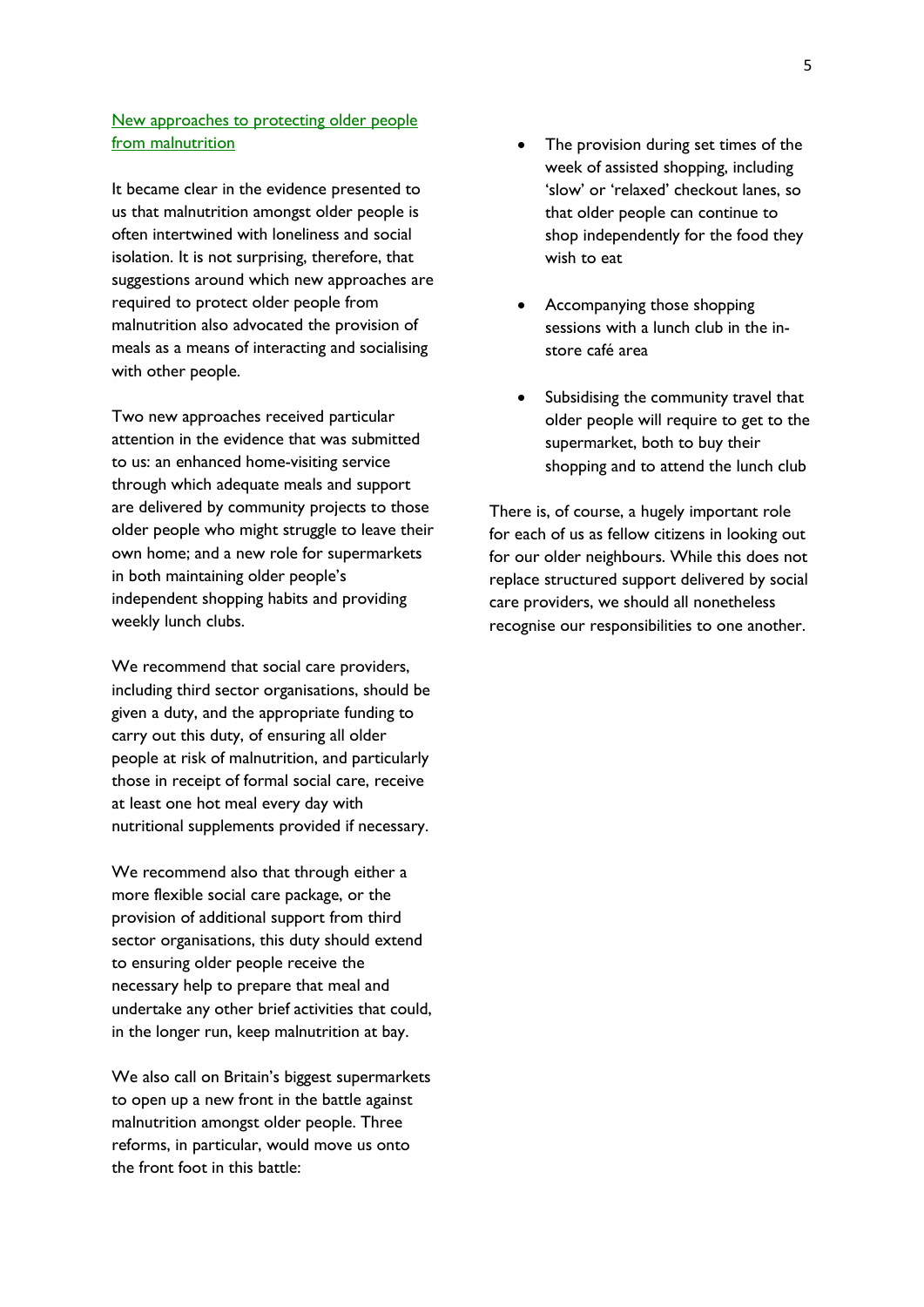## New approaches to protecting older people from malnutrition

It became clear in the evidence presented to us that malnutrition amongst older people is often intertwined with loneliness and social isolation. It is not surprising, therefore, that suggestions around which new approaches are required to protect older people from malnutrition also advocated the provision of meals as a means of interacting and socialising with other people.

Two new approaches received particular attention in the evidence that was submitted to us: an enhanced home-visiting service through which adequate meals and support are delivered by community projects to those older people who might struggle to leave their own home; and a new role for supermarkets in both maintaining older people's independent shopping habits and providing weekly lunch clubs.

We recommend that social care providers, including third sector organisations, should be given a duty, and the appropriate funding to carry out this duty, of ensuring all older people at risk of malnutrition, and particularly those in receipt of formal social care, receive at least one hot meal every day with nutritional supplements provided if necessary.

We recommend also that through either a more flexible social care package, or the provision of additional support from third sector organisations, this duty should extend to ensuring older people receive the necessary help to prepare that meal and undertake any other brief activities that could, in the longer run, keep malnutrition at bay.

We also call on Britain's biggest supermarkets to open up a new front in the battle against malnutrition amongst older people. Three reforms, in particular, would move us onto the front foot in this battle:

- The provision during set times of the week of assisted shopping, including 'slow' or 'relaxed' checkout lanes, so that older people can continue to shop independently for the food they wish to eat
- Accompanying those shopping sessions with a lunch club in the in-store café area
- Subsidising the community travel that older people will require to get to the supermarket, both to buy their shopping and to attend the lunch club

There is, of course, a hugely important role for each of us as fellow citizens in looking out for our older neighbours. While this does not replace structured support delivered by social care providers, we should all nonetheless recognise our responsibilities to one another.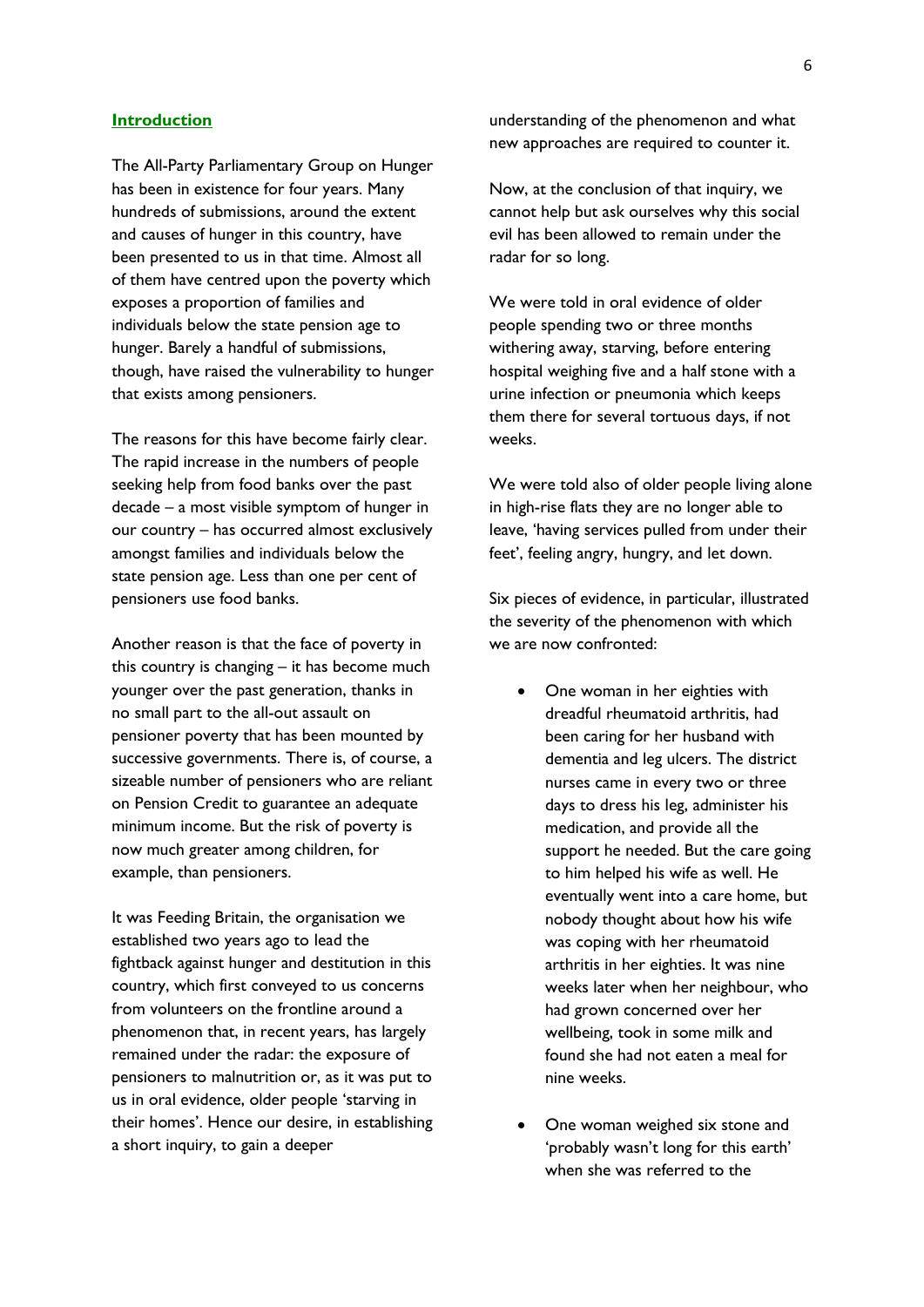## Introduction

The All-Party Parliamentary Group on Hunger has been in existence for four years. Many hundreds of submissions, around the extent and causes of hunger in this country, have been presented to us in that time. Almost all of them have centred upon the poverty which exposes a proportion of families and individuals below the state pension age to hunger. Barely a handful of submissions, though, have raised the vulnerability to hunger that exists among pensioners.

The reasons for this have become fairly clear. The rapid increase in the numbers of people seeking help from food banks over the past decade – a most visible symptom of hunger in our country – has occurred almost exclusively amongst families and individuals below the state pension age. Less than one per cent of pensioners use food banks.

Another reason is that the face of poverty in this country is changing – it has become much younger over the past generation, thanks in no small part to the all-out assault on pensioner poverty that has been mounted by successive governments. There is, of course, a sizeable number of pensioners who are reliant on Pension Credit to guarantee an adequate minimum income. But the risk of poverty is now much greater among children, for example, than pensioners.

It was Feeding Britain, the organisation we established two years ago to lead the fightback against hunger and destitution in this country, which first conveyed to us concerns from volunteers on the frontline around a phenomenon that, in recent years, has largely remained under the radar: the exposure of pensioners to malnutrition or, as it was put to us in oral evidence, older people 'starving in their homes'. Hence our desire, in establishing a short inquiry, to gain a deeper understanding of the phenomenon and what new approaches are required to counter it.

Now, at the conclusion of that inquiry, we cannot help but ask ourselves why this social evil has been allowed to remain under the radar for so long.

We were told in oral evidence of older people spending two or three months withering away, starving, before entering hospital weighing five and a half stone with a urine infection or pneumonia which keeps them there for several tortuous days, if not weeks.

We were told also of older people living alone in high-rise flats they are no longer able to leave, 'having services pulled from under their feet', feeling angry, hungry, and let down.

Six pieces of evidence, in particular, illustrated the severity of the phenomenon with which we are now confronted:

- One woman in her eighties with dreadful rheumatoid arthritis, had been caring for her husband with dementia and leg ulcers. The district nurses came in every two or three days to dress his leg, administer his medication, and provide all the support he needed. But the care going to him helped his wife as well. He eventually went into a care home, but nobody thought about how his wife was coping with her rheumatoid arthritis in her eighties. It was nine weeks later when her neighbour, who had grown concerned over her wellbeing, took in some milk and found she had not eaten a meal for nine weeks.

- One woman weighed six stone and 'probably wasn't long for this earth' when she was referred to the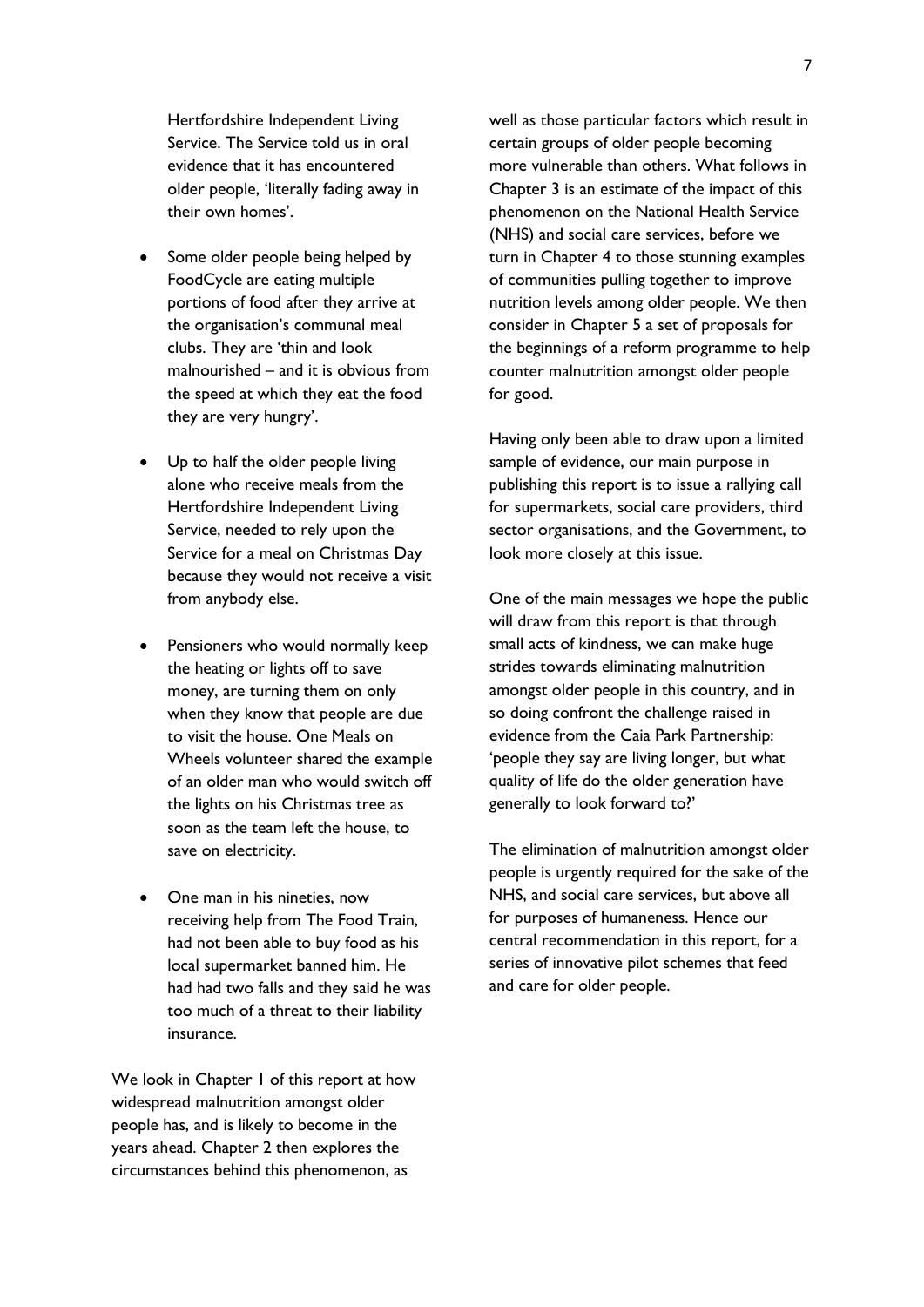Hertfordshire Independent Living Service. The Service told us in oral evidence that it has encountered older people, 'literally fading away in their own homes'.

- Some older people being helped by FoodCycle are eating multiple portions of food after they arrive at the organisation's communal meal clubs. They are 'thin and look malnourished – and it is obvious from the speed at which they eat the food they are very hungry'.

- Up to half the older people living alone who receive meals from the Hertfordshire Independent Living Service, needed to rely upon the Service for a meal on Christmas Day because they would not receive a visit from anybody else.

- Pensioners who would normally keep the heating or lights off to save money, are turning them on only when they know that people are due to visit the house. One Meals on Wheels volunteer shared the example of an older man who would switch off the lights on his Christmas tree as soon as the team left the house, to save on electricity.

- One man in his nineties, now receiving help from The Food Train, had not been able to buy food as his local supermarket banned him. He had had two falls and they said he was too much of a threat to their liability insurance.

We look in Chapter 1 of this report at how widespread malnutrition amongst older people has, and is likely to become in the years ahead. Chapter 2 then explores the circumstances behind this phenomenon, as well as those particular factors which result in certain groups of older people becoming more vulnerable than others. What follows in Chapter 3 is an estimate of the impact of this phenomenon on the National Health Service (NHS) and social care services, before we turn in Chapter 4 to those stunning examples of communities pulling together to improve nutrition levels among older people. We then consider in Chapter 5 a set of proposals for the beginnings of a reform programme to help counter malnutrition amongst older people for good.

Having only been able to draw upon a limited sample of evidence, our main purpose in publishing this report is to issue a rallying call for supermarkets, social care providers, third sector organisations, and the Government, to look more closely at this issue.

One of the main messages we hope the public will draw from this report is that through small acts of kindness, we can make huge strides towards eliminating malnutrition amongst older people in this country, and in so doing confront the challenge raised in evidence from the Caia Park Partnership: 'people they say are living longer, but what quality of life do the older generation have generally to look forward to?'

The elimination of malnutrition amongst older people is urgently required for the sake of the NHS, and social care services, but above all for purposes of humaneness. Hence our central recommendation in this report, for a series of innovative pilot schemes that feed and care for older people.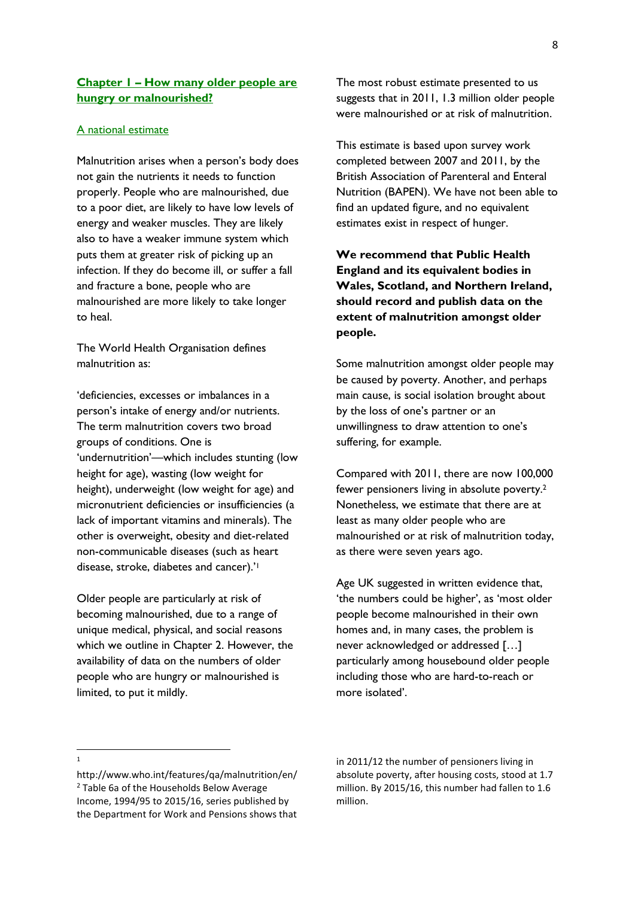## Chapter 1 – How many older people are hungry or malnourished?

### A national estimate

Malnutrition arises when a person's body does not gain the nutrients it needs to function properly. People who are malnourished, due to a poor diet, are likely to have low levels of energy and weaker muscles. They are likely also to have a weaker immune system which puts them at greater risk of picking up an infection. If they do become ill, or suffer a fall and fracture a bone, people who are malnourished are more likely to take longer to heal.

The World Health Organisation defines malnutrition as:

'deficiencies, excesses or imbalances in a person's intake of energy and/or nutrients. The term malnutrition covers two broad groups of conditions. One is 'undernutrition'—which includes stunting (low height for age), wasting (low weight for height), underweight (low weight for age) and micronutrient deficiencies or insufficiencies (a lack of important vitamins and minerals). The other is overweight, obesity and diet-related non-communicable diseases (such as heart disease, stroke, diabetes and cancer).'[1]

Older people are particularly at risk of becoming malnourished, due to a range of unique medical, physical, and social reasons which we outline in Chapter 2. However, the availability of data on the numbers of older people who are hungry or malnourished is limited, to put it mildly.

The most robust estimate presented to us suggests that in 2011, 1.3 million older people were malnourished or at risk of malnutrition.

This estimate is based upon survey work completed between 2007 and 2011, by the British Association of Parenteral and Enteral Nutrition (BAPEN). We have not been able to find an updated figure, and no equivalent estimates exist in respect of hunger.

**We recommend that Public Health England and its equivalent bodies in Wales, Scotland, and Northern Ireland, should record and publish data on the extent of malnutrition amongst older people.**

Some malnutrition amongst older people may be caused by poverty. Another, and perhaps main cause, is social isolation brought about by the loss of one's partner or an unwillingness to draw attention to one's suffering, for example.

Compared with 2011, there are now 100,000 fewer pensioners living in absolute poverty.[2] Nonetheless, we estimate that there are at least as many older people who are malnourished or at risk of malnutrition today, as there were seven years ago.

Age UK suggested in written evidence that, 'the numbers could be higher', as 'most older people become malnourished in their own homes and, in many cases, the problem is never acknowledged or addressed […] particularly among housebound older people including those who are hard-to-reach or more isolated'.

---

[1] http://www.who.int/features/qa/malnutrition/en/

[2] Table 6a of the Households Below Average Income, 1994/95 to 2015/16, series published by the Department for Work and Pensions shows that in 2011/12 the number of pensioners living in absolute poverty, after housing costs, stood at 1.7 million. By 2015/16, this number had fallen to 1.6 million.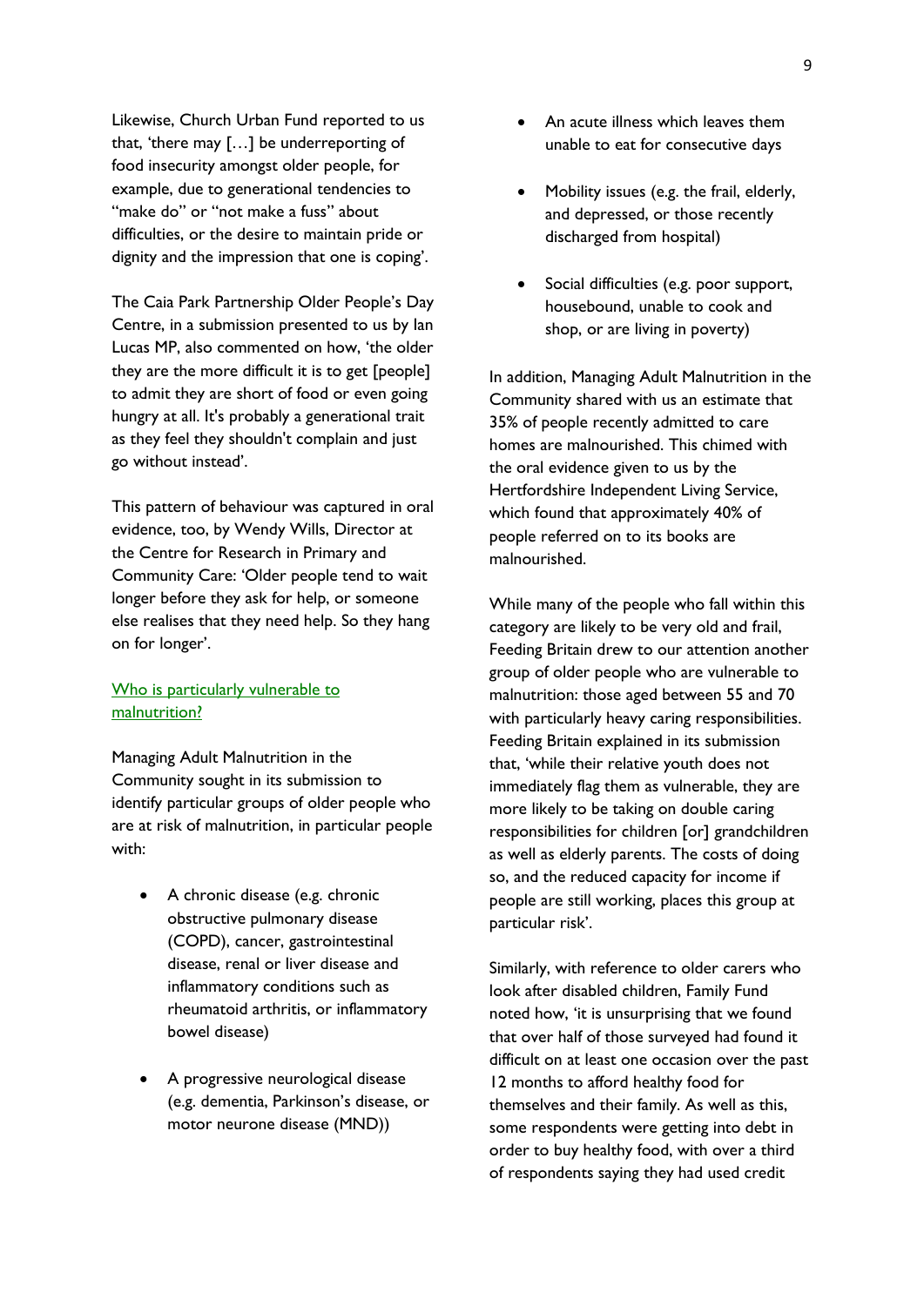Likewise, Church Urban Fund reported to us that, 'there may […] be underreporting of food insecurity amongst older people, for example, due to generational tendencies to "make do" or "not make a fuss" about difficulties, or the desire to maintain pride or dignity and the impression that one is coping'.

The Caia Park Partnership Older People's Day Centre, in a submission presented to us by Ian Lucas MP, also commented on how, 'the older they are the more difficult it is to get [people] to admit they are short of food or even going hungry at all. It's probably a generational trait as they feel they shouldn't complain and just go without instead'.

This pattern of behaviour was captured in oral evidence, too, by Wendy Wills, Director at the Centre for Research in Primary and Community Care: 'Older people tend to wait longer before they ask for help, or someone else realises that they need help. So they hang on for longer'.

### Who is particularly vulnerable to malnutrition?

Managing Adult Malnutrition in the Community sought in its submission to identify particular groups of older people who are at risk of malnutrition, in particular people with:

- A chronic disease (e.g. chronic obstructive pulmonary disease (COPD), cancer, gastrointestinal disease, renal or liver disease and inflammatory conditions such as rheumatoid arthritis, or inflammatory bowel disease)
- A progressive neurological disease (e.g. dementia, Parkinson's disease, or motor neurone disease (MND))
- An acute illness which leaves them unable to eat for consecutive days
- Mobility issues (e.g. the frail, elderly, and depressed, or those recently discharged from hospital)
- Social difficulties (e.g. poor support, housebound, unable to cook and shop, or are living in poverty)

In addition, Managing Adult Malnutrition in the Community shared with us an estimate that 35% of people recently admitted to care homes are malnourished. This chimed with the oral evidence given to us by the Hertfordshire Independent Living Service, which found that approximately 40% of people referred on to its books are malnourished.

While many of the people who fall within this category are likely to be very old and frail, Feeding Britain drew to our attention another group of older people who are vulnerable to malnutrition: those aged between 55 and 70 with particularly heavy caring responsibilities. Feeding Britain explained in its submission that, 'while their relative youth does not immediately flag them as vulnerable, they are more likely to be taking on double caring responsibilities for children [or] grandchildren as well as elderly parents. The costs of doing so, and the reduced capacity for income if people are still working, places this group at particular risk'.

Similarly, with reference to older carers who look after disabled children, Family Fund noted how, 'it is unsurprising that we found that over half of those surveyed had found it difficult on at least one occasion over the past 12 months to afford healthy food for themselves and their family. As well as this, some respondents were getting into debt in order to buy healthy food, with over a third of respondents saying they had used credit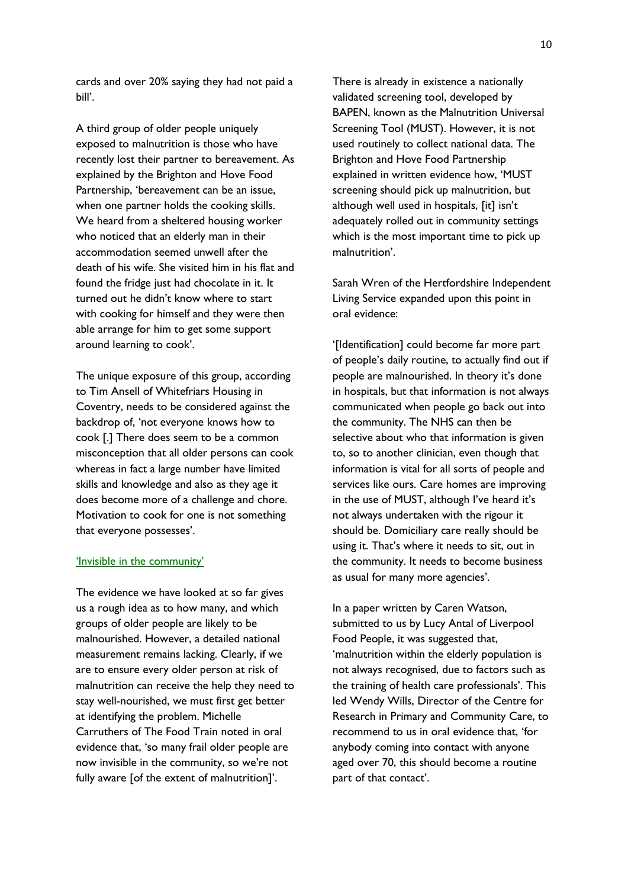cards and over 20% saying they had not paid a bill'.

A third group of older people uniquely exposed to malnutrition is those who have recently lost their partner to bereavement. As explained by the Brighton and Hove Food Partnership, 'bereavement can be an issue, when one partner holds the cooking skills. We heard from a sheltered housing worker who noticed that an elderly man in their accommodation seemed unwell after the death of his wife. She visited him in his flat and found the fridge just had chocolate in it. It turned out he didn't know where to start with cooking for himself and they were then able arrange for him to get some support around learning to cook'.

The unique exposure of this group, according to Tim Ansell of Whitefriars Housing in Coventry, needs to be considered against the backdrop of, 'not everyone knows how to cook [.] There does seem to be a common misconception that all older persons can cook whereas in fact a large number have limited skills and knowledge and also as they age it does become more of a challenge and chore. Motivation to cook for one is not something that everyone possesses'.

### 'Invisible in the community'

The evidence we have looked at so far gives us a rough idea as to how many, and which groups of older people are likely to be malnourished. However, a detailed national measurement remains lacking. Clearly, if we are to ensure every older person at risk of malnutrition can receive the help they need to stay well-nourished, we must first get better at identifying the problem. Michelle Carruthers of The Food Train noted in oral evidence that, 'so many frail older people are now invisible in the community, so we're not fully aware [of the extent of malnutrition]'.

There is already in existence a nationally validated screening tool, developed by BAPEN, known as the Malnutrition Universal Screening Tool (MUST). However, it is not used routinely to collect national data. The Brighton and Hove Food Partnership explained in written evidence how, 'MUST screening should pick up malnutrition, but although well used in hospitals, [it] isn't adequately rolled out in community settings which is the most important time to pick up malnutrition'.

Sarah Wren of the Hertfordshire Independent Living Service expanded upon this point in oral evidence:

'[Identification] could become far more part of people's daily routine, to actually find out if people are malnourished. In theory it's done in hospitals, but that information is not always communicated when people go back out into the community. The NHS can then be selective about who that information is given to, so to another clinician, even though that information is vital for all sorts of people and services like ours. Care homes are improving in the use of MUST, although I've heard it's not always undertaken with the rigour it should be. Domiciliary care really should be using it. That's where it needs to sit, out in the community. It needs to become business as usual for many more agencies'.

In a paper written by Caren Watson, submitted to us by Lucy Antal of Liverpool Food People, it was suggested that, 'malnutrition within the elderly population is not always recognised, due to factors such as the training of health care professionals'. This led Wendy Wills, Director of the Centre for Research in Primary and Community Care, to recommend to us in oral evidence that, 'for anybody coming into contact with anyone aged over 70, this should become a routine part of that contact'.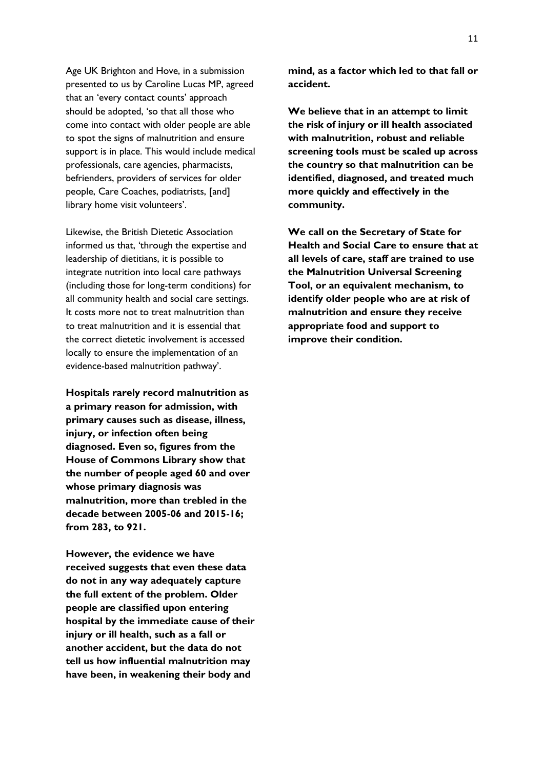Age UK Brighton and Hove, in a submission presented to us by Caroline Lucas MP, agreed that an 'every contact counts' approach should be adopted, 'so that all those who come into contact with older people are able to spot the signs of malnutrition and ensure support is in place. This would include medical professionals, care agencies, pharmacists, befrienders, providers of services for older people, Care Coaches, podiatrists, [and] library home visit volunteers'.

Likewise, the British Dietetic Association informed us that, 'through the expertise and leadership of dietitians, it is possible to integrate nutrition into local care pathways (including those for long-term conditions) for all community health and social care settings. It costs more not to treat malnutrition than to treat malnutrition and it is essential that the correct dietetic involvement is accessed locally to ensure the implementation of an evidence-based malnutrition pathway'.

**Hospitals rarely record malnutrition as a primary reason for admission, with primary causes such as disease, illness, injury, or infection often being diagnosed. Even so, figures from the House of Commons Library show that the number of people aged 60 and over whose primary diagnosis was malnutrition, more than trebled in the decade between 2005-06 and 2015-16; from 283, to 921.**

**However, the evidence we have received suggests that even these data do not in any way adequately capture the full extent of the problem. Older people are classified upon entering hospital by the immediate cause of their injury or ill health, such as a fall or another accident, but the data do not tell us how influential malnutrition may have been, in weakening their body and mind, as a factor which led to that fall or accident.**

**We believe that in an attempt to limit the risk of injury or ill health associated with malnutrition, robust and reliable screening tools must be scaled up across the country so that malnutrition can be identified, diagnosed, and treated much more quickly and effectively in the community.**

**We call on the Secretary of State for Health and Social Care to ensure that at all levels of care, staff are trained to use the Malnutrition Universal Screening Tool, or an equivalent mechanism, to identify older people who are at risk of malnutrition and ensure they receive appropriate food and support to improve their condition.**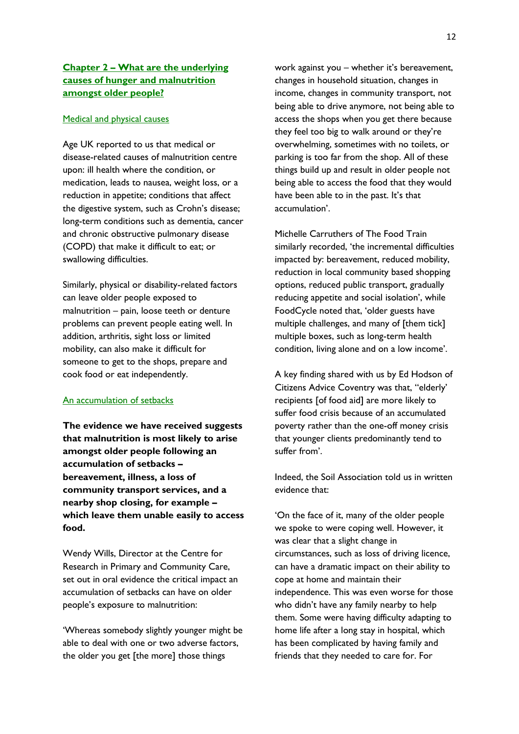## Chapter 2 – What are the underlying causes of hunger and malnutrition amongst older people?

### Medical and physical causes

Age UK reported to us that medical or disease-related causes of malnutrition centre upon: ill health where the condition, or medication, leads to nausea, weight loss, or a reduction in appetite; conditions that affect the digestive system, such as Crohn's disease; long-term conditions such as dementia, cancer and chronic obstructive pulmonary disease (COPD) that make it difficult to eat; or swallowing difficulties.

Similarly, physical or disability-related factors can leave older people exposed to malnutrition – pain, loose teeth or denture problems can prevent people eating well. In addition, arthritis, sight loss or limited mobility, can also make it difficult for someone to get to the shops, prepare and cook food or eat independently.

### An accumulation of setbacks

**The evidence we have received suggests that malnutrition is most likely to arise amongst older people following an accumulation of setbacks – bereavement, illness, a loss of community transport services, and a nearby shop closing, for example – which leave them unable easily to access food.**

Wendy Wills, Director at the Centre for Research in Primary and Community Care, set out in oral evidence the critical impact an accumulation of setbacks can have on older people's exposure to malnutrition:

'Whereas somebody slightly younger might be able to deal with one or two adverse factors, the older you get [the more] those things work against you – whether it's bereavement, changes in household situation, changes in income, changes in community transport, not being able to drive anymore, not being able to access the shops when you get there because they feel too big to walk around or they're overwhelming, sometimes with no toilets, or parking is too far from the shop. All of these things build up and result in older people not being able to access the food that they would have been able to in the past. It's that accumulation'.

Michelle Carruthers of The Food Train similarly recorded, 'the incremental difficulties impacted by: bereavement, reduced mobility, reduction in local community based shopping options, reduced public transport, gradually reducing appetite and social isolation', while FoodCycle noted that, 'older guests have multiple challenges, and many of [them tick] multiple boxes, such as long-term health condition, living alone and on a low income'.

A key finding shared with us by Ed Hodson of Citizens Advice Coventry was that, ''elderly' recipients [of food aid] are more likely to suffer food crisis because of an accumulated poverty rather than the one-off money crisis that younger clients predominantly tend to suffer from'.

Indeed, the Soil Association told us in written evidence that:

'On the face of it, many of the older people we spoke to were coping well. However, it was clear that a slight change in circumstances, such as loss of driving licence, can have a dramatic impact on their ability to cope at home and maintain their independence. This was even worse for those who didn't have any family nearby to help them. Some were having difficulty adapting to home life after a long stay in hospital, which has been complicated by having family and friends that they needed to care for. For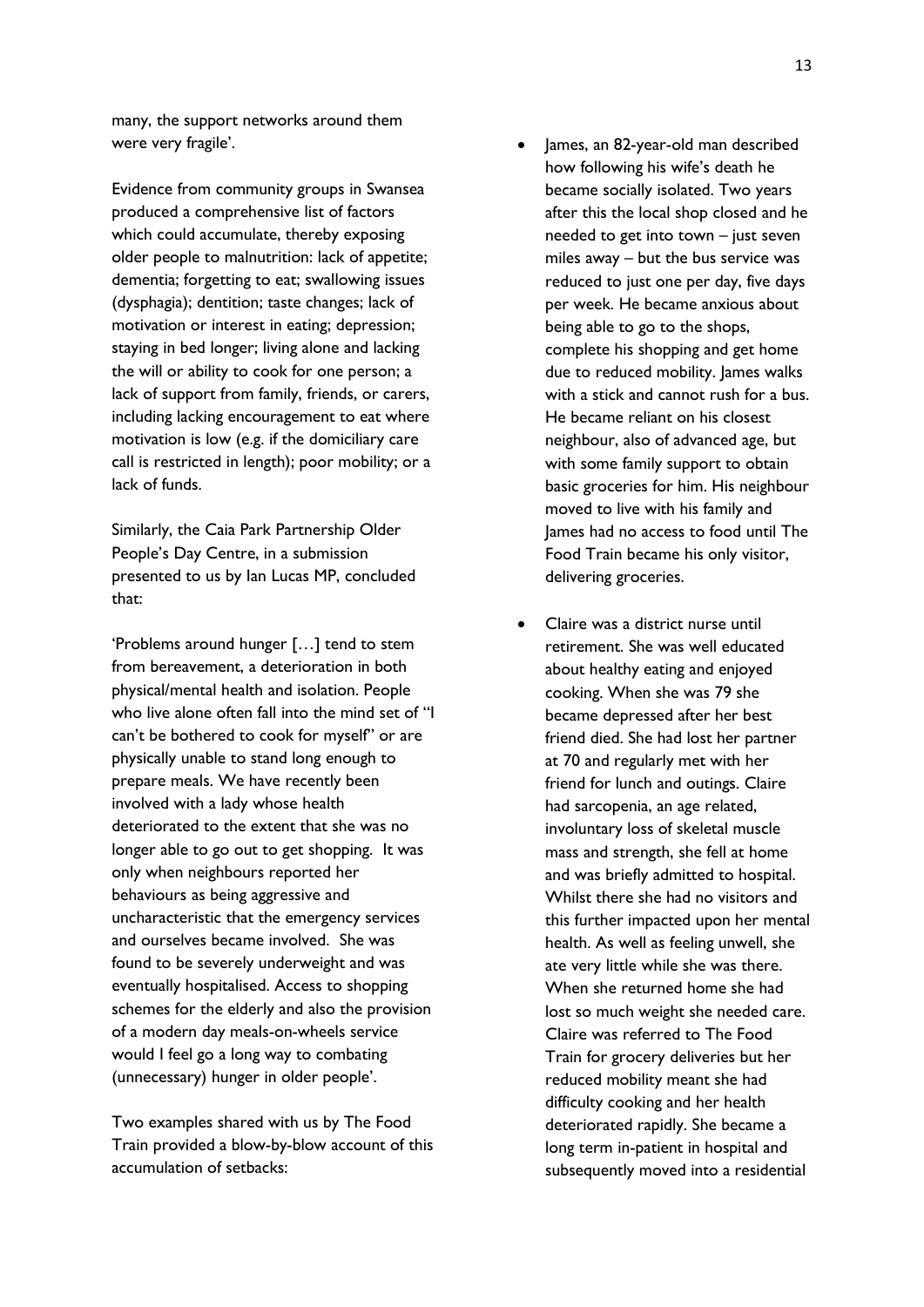many, the support networks around them were very fragile'.

Evidence from community groups in Swansea produced a comprehensive list of factors which could accumulate, thereby exposing older people to malnutrition: lack of appetite; dementia; forgetting to eat; swallowing issues (dysphagia); dentition; taste changes; lack of motivation or interest in eating; depression; staying in bed longer; living alone and lacking the will or ability to cook for one person; a lack of support from family, friends, or carers, including lacking encouragement to eat where motivation is low (e.g. if the domiciliary care call is restricted in length); poor mobility; or a lack of funds.

Similarly, the Caia Park Partnership Older People's Day Centre, in a submission presented to us by Ian Lucas MP, concluded that:

'Problems around hunger […] tend to stem from bereavement, a deterioration in both physical/mental health and isolation. People who live alone often fall into the mind set of "I can't be bothered to cook for myself" or are physically unable to stand long enough to prepare meals. We have recently been involved with a lady whose health deteriorated to the extent that she was no longer able to go out to get shopping. It was only when neighbours reported her behaviours as being aggressive and uncharacteristic that the emergency services and ourselves became involved. She was found to be severely underweight and was eventually hospitalised. Access to shopping schemes for the elderly and also the provision of a modern day meals-on-wheels service would I feel go a long way to combating (unnecessary) hunger in older people'.

Two examples shared with us by The Food Train provided a blow-by-blow account of this accumulation of setbacks:

- James, an 82-year-old man described how following his wife's death he became socially isolated. Two years after this the local shop closed and he needed to get into town – just seven miles away – but the bus service was reduced to just one per day, five days per week. He became anxious about being able to go to the shops, complete his shopping and get home due to reduced mobility. James walks with a stick and cannot rush for a bus. He became reliant on his closest neighbour, also of advanced age, but with some family support to obtain basic groceries for him. His neighbour moved to live with his family and James had no access to food until The Food Train became his only visitor, delivering groceries.

- Claire was a district nurse until retirement. She was well educated about healthy eating and enjoyed cooking. When she was 79 she became depressed after her best friend died. She had lost her partner at 70 and regularly met with her friend for lunch and outings. Claire had sarcopenia, an age related, involuntary loss of skeletal muscle mass and strength, she fell at home and was briefly admitted to hospital. Whilst there she had no visitors and this further impacted upon her mental health. As well as feeling unwell, she ate very little while she was there. When she returned home she had lost so much weight she needed care. Claire was referred to The Food Train for grocery deliveries but her reduced mobility meant she had difficulty cooking and her health deteriorated rapidly. She became a long term in-patient in hospital and subsequently moved into a residential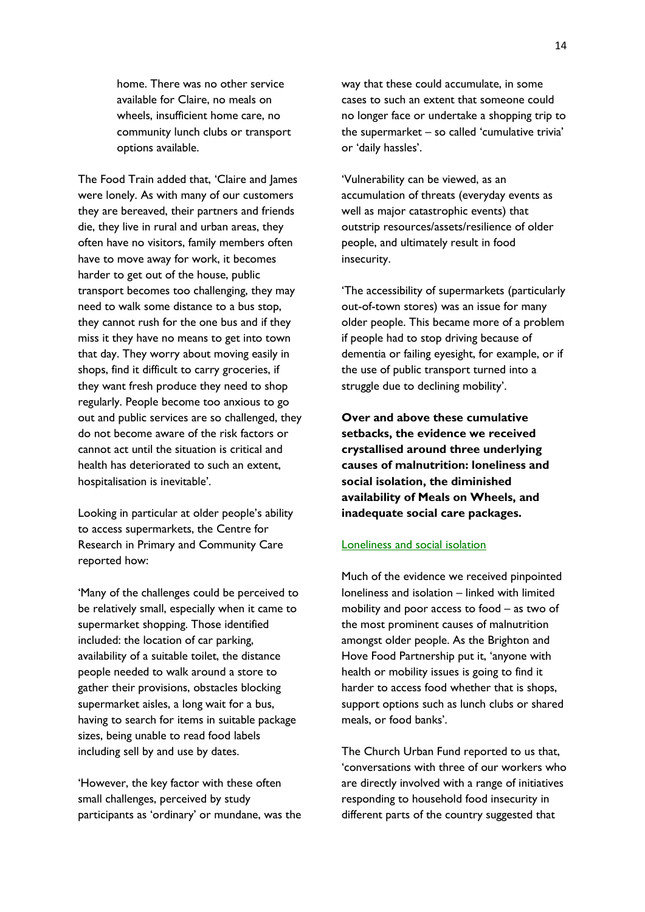home. There was no other service available for Claire, no meals on wheels, insufficient home care, no community lunch clubs or transport options available.

The Food Train added that, 'Claire and James were lonely. As with many of our customers they are bereaved, their partners and friends die, they live in rural and urban areas, they often have no visitors, family members often have to move away for work, it becomes harder to get out of the house, public transport becomes too challenging, they may need to walk some distance to a bus stop, they cannot rush for the one bus and if they miss it they have no means to get into town that day. They worry about moving easily in shops, find it difficult to carry groceries, if they want fresh produce they need to shop regularly. People become too anxious to go out and public services are so challenged, they do not become aware of the risk factors or cannot act until the situation is critical and health has deteriorated to such an extent, hospitalisation is inevitable'.

Looking in particular at older people's ability to access supermarkets, the Centre for Research in Primary and Community Care reported how:

'Many of the challenges could be perceived to be relatively small, especially when it came to supermarket shopping. Those identified included: the location of car parking, availability of a suitable toilet, the distance people needed to walk around a store to gather their provisions, obstacles blocking supermarket aisles, a long wait for a bus, having to search for items in suitable package sizes, being unable to read food labels including sell by and use by dates.

'However, the key factor with these often small challenges, perceived by study participants as 'ordinary' or mundane, was the way that these could accumulate, in some cases to such an extent that someone could no longer face or undertake a shopping trip to the supermarket – so called 'cumulative trivia' or 'daily hassles'.

'Vulnerability can be viewed, as an accumulation of threats (everyday events as well as major catastrophic events) that outstrip resources/assets/resilience of older people, and ultimately result in food insecurity.

'The accessibility of supermarkets (particularly out-of-town stores) was an issue for many older people. This became more of a problem if people had to stop driving because of dementia or failing eyesight, for example, or if the use of public transport turned into a struggle due to declining mobility'.

**Over and above these cumulative setbacks, the evidence we received crystallised around three underlying causes of malnutrition: loneliness and social isolation, the diminished availability of Meals on Wheels, and inadequate social care packages.**

## Loneliness and social isolation

Much of the evidence we received pinpointed loneliness and isolation – linked with limited mobility and poor access to food – as two of the most prominent causes of malnutrition amongst older people. As the Brighton and Hove Food Partnership put it, 'anyone with health or mobility issues is going to find it harder to access food whether that is shops, support options such as lunch clubs or shared meals, or food banks'.

The Church Urban Fund reported to us that, 'conversations with three of our workers who are directly involved with a range of initiatives responding to household food insecurity in different parts of the country suggested that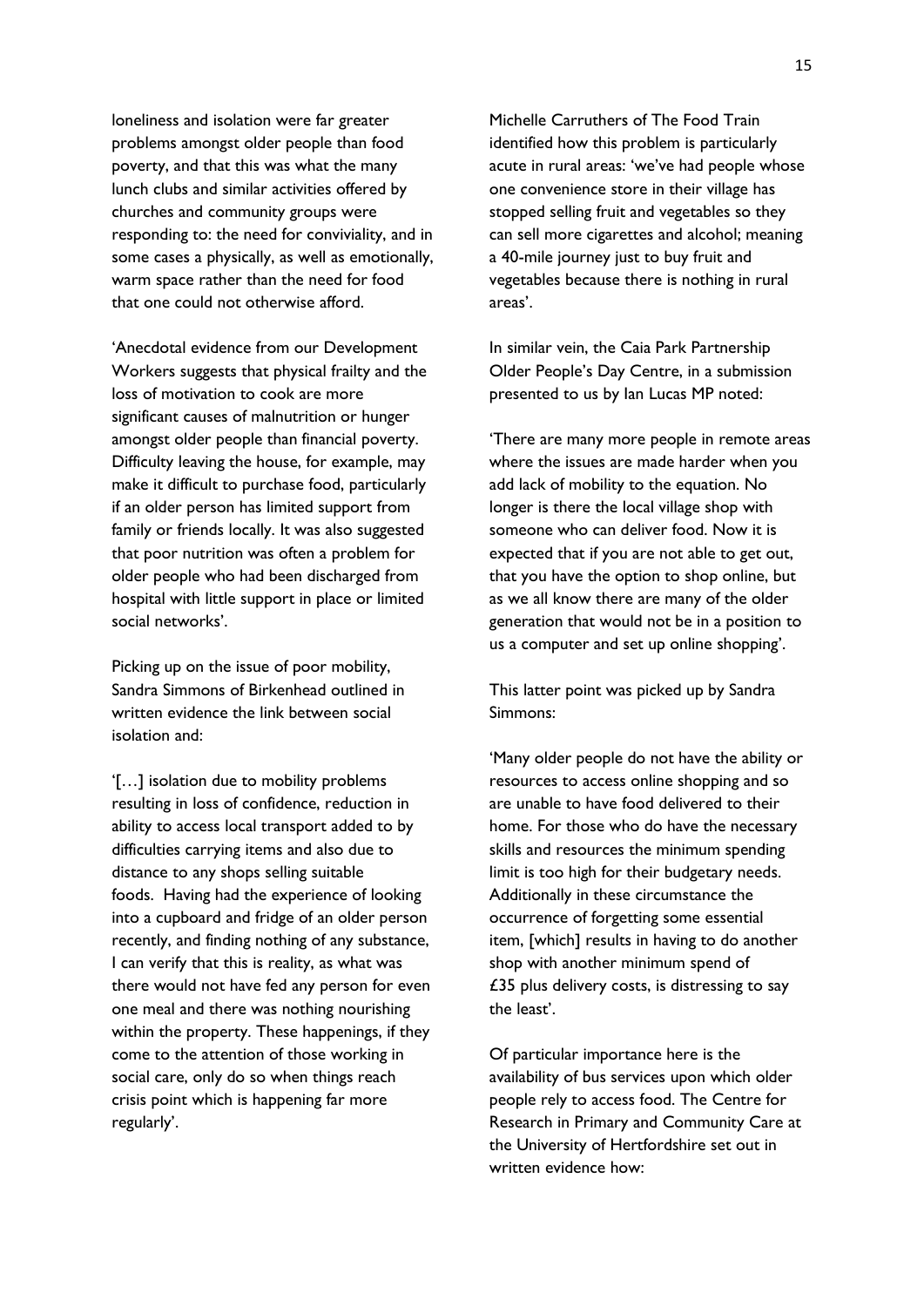loneliness and isolation were far greater problems amongst older people than food poverty, and that this was what the many lunch clubs and similar activities offered by churches and community groups were responding to: the need for conviviality, and in some cases a physically, as well as emotionally, warm space rather than the need for food that one could not otherwise afford.

'Anecdotal evidence from our Development Workers suggests that physical frailty and the loss of motivation to cook are more significant causes of malnutrition or hunger amongst older people than financial poverty. Difficulty leaving the house, for example, may make it difficult to purchase food, particularly if an older person has limited support from family or friends locally. It was also suggested that poor nutrition was often a problem for older people who had been discharged from hospital with little support in place or limited social networks'.

Picking up on the issue of poor mobility, Sandra Simmons of Birkenhead outlined in written evidence the link between social isolation and:

'[…] isolation due to mobility problems resulting in loss of confidence, reduction in ability to access local transport added to by difficulties carrying items and also due to distance to any shops selling suitable foods. Having had the experience of looking into a cupboard and fridge of an older person recently, and finding nothing of any substance, I can verify that this is reality, as what was there would not have fed any person for even one meal and there was nothing nourishing within the property. These happenings, if they come to the attention of those working in social care, only do so when things reach crisis point which is happening far more regularly'.

Michelle Carruthers of The Food Train identified how this problem is particularly acute in rural areas: 'we've had people whose one convenience store in their village has stopped selling fruit and vegetables so they can sell more cigarettes and alcohol; meaning a 40-mile journey just to buy fruit and vegetables because there is nothing in rural areas'.

In similar vein, the Caia Park Partnership Older People's Day Centre, in a submission presented to us by Ian Lucas MP noted:

'There are many more people in remote areas where the issues are made harder when you add lack of mobility to the equation. No longer is there the local village shop with someone who can deliver food. Now it is expected that if you are not able to get out, that you have the option to shop online, but as we all know there are many of the older generation that would not be in a position to us a computer and set up online shopping'.

This latter point was picked up by Sandra Simmons:

'Many older people do not have the ability or resources to access online shopping and so are unable to have food delivered to their home. For those who do have the necessary skills and resources the minimum spending limit is too high for their budgetary needs. Additionally in these circumstance the occurrence of forgetting some essential item, [which] results in having to do another shop with another minimum spend of £35 plus delivery costs, is distressing to say the least'.

Of particular importance here is the availability of bus services upon which older people rely to access food. The Centre for Research in Primary and Community Care at the University of Hertfordshire set out in written evidence how: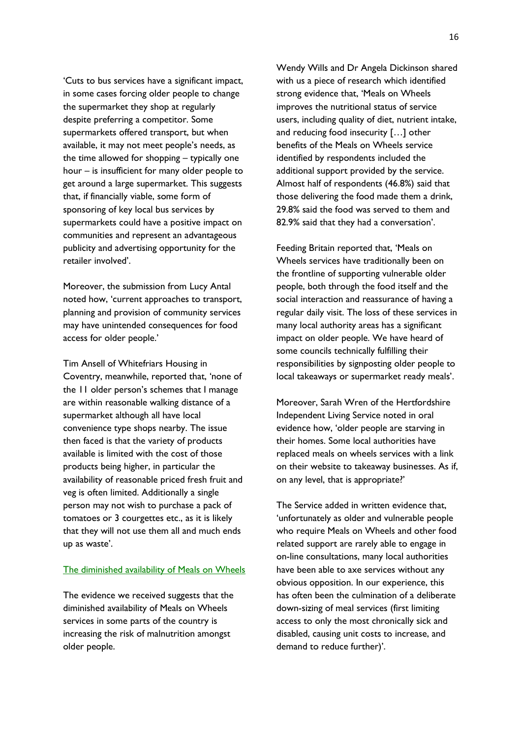'Cuts to bus services have a significant impact, in some cases forcing older people to change the supermarket they shop at regularly despite preferring a competitor. Some supermarkets offered transport, but when available, it may not meet people's needs, as the time allowed for shopping – typically one hour – is insufficient for many older people to get around a large supermarket. This suggests that, if financially viable, some form of sponsoring of key local bus services by supermarkets could have a positive impact on communities and represent an advantageous publicity and advertising opportunity for the retailer involved'.

Moreover, the submission from Lucy Antal noted how, 'current approaches to transport, planning and provision of community services may have unintended consequences for food access for older people.'

Tim Ansell of Whitefriars Housing in Coventry, meanwhile, reported that, 'none of the 11 older person's schemes that I manage are within reasonable walking distance of a supermarket although all have local convenience type shops nearby. The issue then faced is that the variety of products available is limited with the cost of those products being higher, in particular the availability of reasonable priced fresh fruit and veg is often limited. Additionally a single person may not wish to purchase a pack of tomatoes or 3 courgettes etc., as it is likely that they will not use them all and much ends up as waste'.

## The diminished availability of Meals on Wheels

The evidence we received suggests that the diminished availability of Meals on Wheels services in some parts of the country is increasing the risk of malnutrition amongst older people.

Wendy Wills and Dr Angela Dickinson shared with us a piece of research which identified strong evidence that, 'Meals on Wheels improves the nutritional status of service users, including quality of diet, nutrient intake, and reducing food insecurity […] other benefits of the Meals on Wheels service identified by respondents included the additional support provided by the service. Almost half of respondents (46.8%) said that those delivering the food made them a drink, 29.8% said the food was served to them and 82.9% said that they had a conversation'.

Feeding Britain reported that, 'Meals on Wheels services have traditionally been on the frontline of supporting vulnerable older people, both through the food itself and the social interaction and reassurance of having a regular daily visit. The loss of these services in many local authority areas has a significant impact on older people. We have heard of some councils technically fulfilling their responsibilities by signposting older people to local takeaways or supermarket ready meals'.

Moreover, Sarah Wren of the Hertfordshire Independent Living Service noted in oral evidence how, 'older people are starving in their homes. Some local authorities have replaced meals on wheels services with a link on their website to takeaway businesses. As if, on any level, that is appropriate?'

The Service added in written evidence that, 'unfortunately as older and vulnerable people who require Meals on Wheels and other food related support are rarely able to engage in on-line consultations, many local authorities have been able to axe services without any obvious opposition. In our experience, this has often been the culmination of a deliberate down-sizing of meal services (first limiting access to only the most chronically sick and disabled, causing unit costs to increase, and demand to reduce further)'.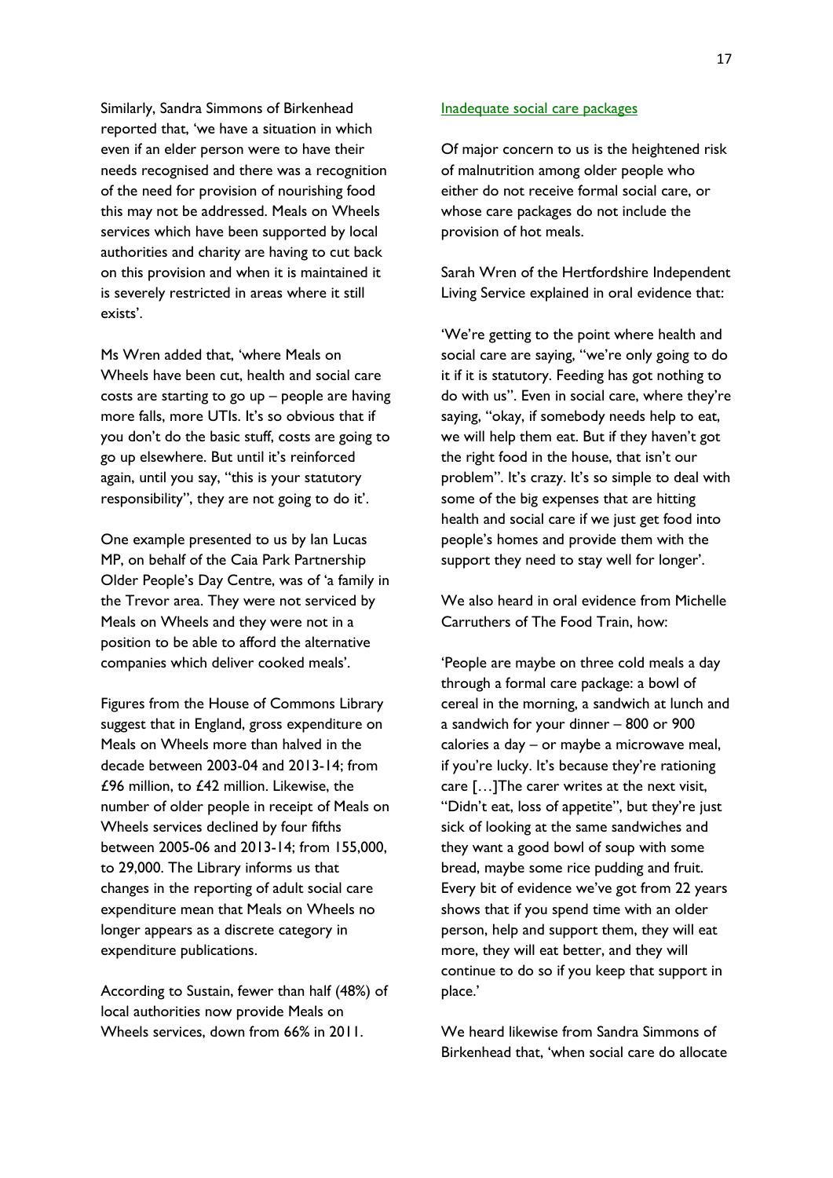Similarly, Sandra Simmons of Birkenhead reported that, 'we have a situation in which even if an elder person were to have their needs recognised and there was a recognition of the need for provision of nourishing food this may not be addressed. Meals on Wheels services which have been supported by local authorities and charity are having to cut back on this provision and when it is maintained it is severely restricted in areas where it still exists'.

Ms Wren added that, 'where Meals on Wheels have been cut, health and social care costs are starting to go up – people are having more falls, more UTIs. It's so obvious that if you don't do the basic stuff, costs are going to go up elsewhere. But until it's reinforced again, until you say, "this is your statutory responsibility", they are not going to do it'.

One example presented to us by Ian Lucas MP, on behalf of the Caia Park Partnership Older People's Day Centre, was of 'a family in the Trevor area. They were not serviced by Meals on Wheels and they were not in a position to be able to afford the alternative companies which deliver cooked meals'.

Figures from the House of Commons Library suggest that in England, gross expenditure on Meals on Wheels more than halved in the decade between 2003-04 and 2013-14; from £96 million, to £42 million. Likewise, the number of older people in receipt of Meals on Wheels services declined by four fifths between 2005-06 and 2013-14; from 155,000, to 29,000. The Library informs us that changes in the reporting of adult social care expenditure mean that Meals on Wheels no longer appears as a discrete category in expenditure publications.

According to Sustain, fewer than half (48%) of local authorities now provide Meals on Wheels services, down from 66% in 2011.

## Inadequate social care packages

Of major concern to us is the heightened risk of malnutrition among older people who either do not receive formal social care, or whose care packages do not include the provision of hot meals.

Sarah Wren of the Hertfordshire Independent Living Service explained in oral evidence that:

'We're getting to the point where health and social care are saying, "we're only going to do it if it is statutory. Feeding has got nothing to do with us". Even in social care, where they're saying, "okay, if somebody needs help to eat, we will help them eat. But if they haven't got the right food in the house, that isn't our problem". It's crazy. It's so simple to deal with some of the big expenses that are hitting health and social care if we just get food into people's homes and provide them with the support they need to stay well for longer'.

We also heard in oral evidence from Michelle Carruthers of The Food Train, how:

'People are maybe on three cold meals a day through a formal care package: a bowl of cereal in the morning, a sandwich at lunch and a sandwich for your dinner – 800 or 900 calories a day – or maybe a microwave meal, if you're lucky. It's because they're rationing care […]The carer writes at the next visit, "Didn't eat, loss of appetite", but they're just sick of looking at the same sandwiches and they want a good bowl of soup with some bread, maybe some rice pudding and fruit. Every bit of evidence we've got from 22 years shows that if you spend time with an older person, help and support them, they will eat more, they will eat better, and they will continue to do so if you keep that support in place.'

We heard likewise from Sandra Simmons of Birkenhead that, 'when social care do allocate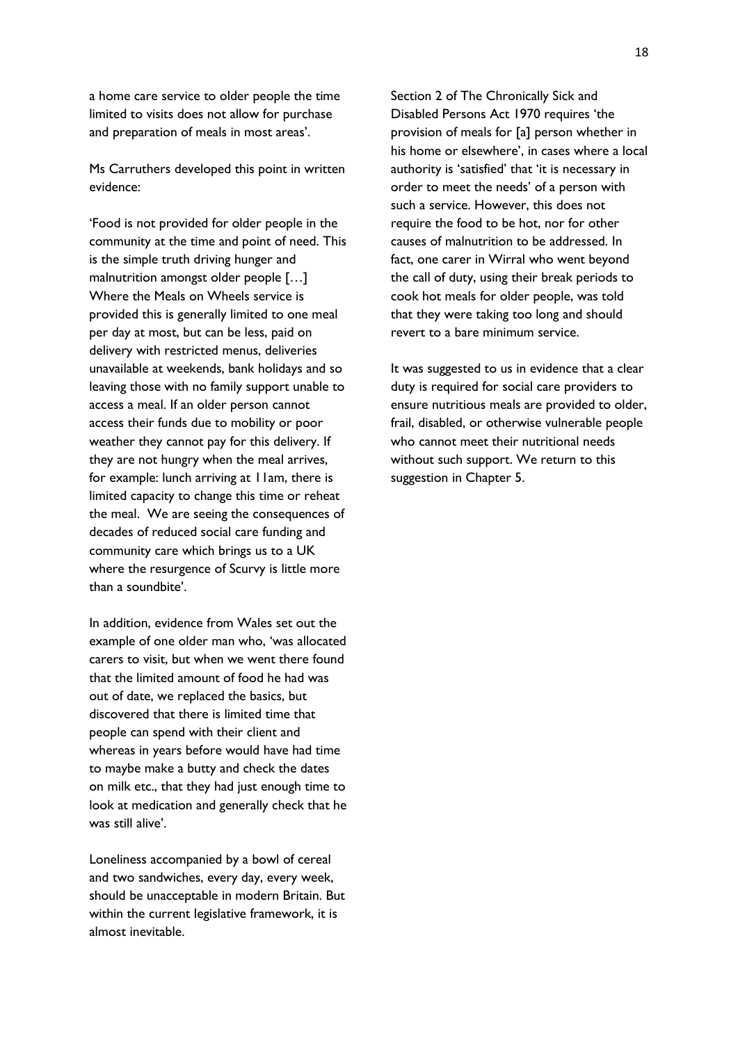a home care service to older people the time limited to visits does not allow for purchase and preparation of meals in most areas'.

Ms Carruthers developed this point in written evidence:

'Food is not provided for older people in the community at the time and point of need. This is the simple truth driving hunger and malnutrition amongst older people […] Where the Meals on Wheels service is provided this is generally limited to one meal per day at most, but can be less, paid on delivery with restricted menus, deliveries unavailable at weekends, bank holidays and so leaving those with no family support unable to access a meal. If an older person cannot access their funds due to mobility or poor weather they cannot pay for this delivery. If they are not hungry when the meal arrives, for example: lunch arriving at 11am, there is limited capacity to change this time or reheat the meal. We are seeing the consequences of decades of reduced social care funding and community care which brings us to a UK where the resurgence of Scurvy is little more than a soundbite'.

In addition, evidence from Wales set out the example of one older man who, 'was allocated carers to visit, but when we went there found that the limited amount of food he had was out of date, we replaced the basics, but discovered that there is limited time that people can spend with their client and whereas in years before would have had time to maybe make a butty and check the dates on milk etc., that they had just enough time to look at medication and generally check that he was still alive'.

Loneliness accompanied by a bowl of cereal and two sandwiches, every day, every week, should be unacceptable in modern Britain. But within the current legislative framework, it is almost inevitable.

Section 2 of The Chronically Sick and Disabled Persons Act 1970 requires 'the provision of meals for [a] person whether in his home or elsewhere', in cases where a local authority is 'satisfied' that 'it is necessary in order to meet the needs' of a person with such a service. However, this does not require the food to be hot, nor for other causes of malnutrition to be addressed. In fact, one carer in Wirral who went beyond the call of duty, using their break periods to cook hot meals for older people, was told that they were taking too long and should revert to a bare minimum service.

It was suggested to us in evidence that a clear duty is required for social care providers to ensure nutritious meals are provided to older, frail, disabled, or otherwise vulnerable people who cannot meet their nutritional needs without such support. We return to this suggestion in Chapter 5.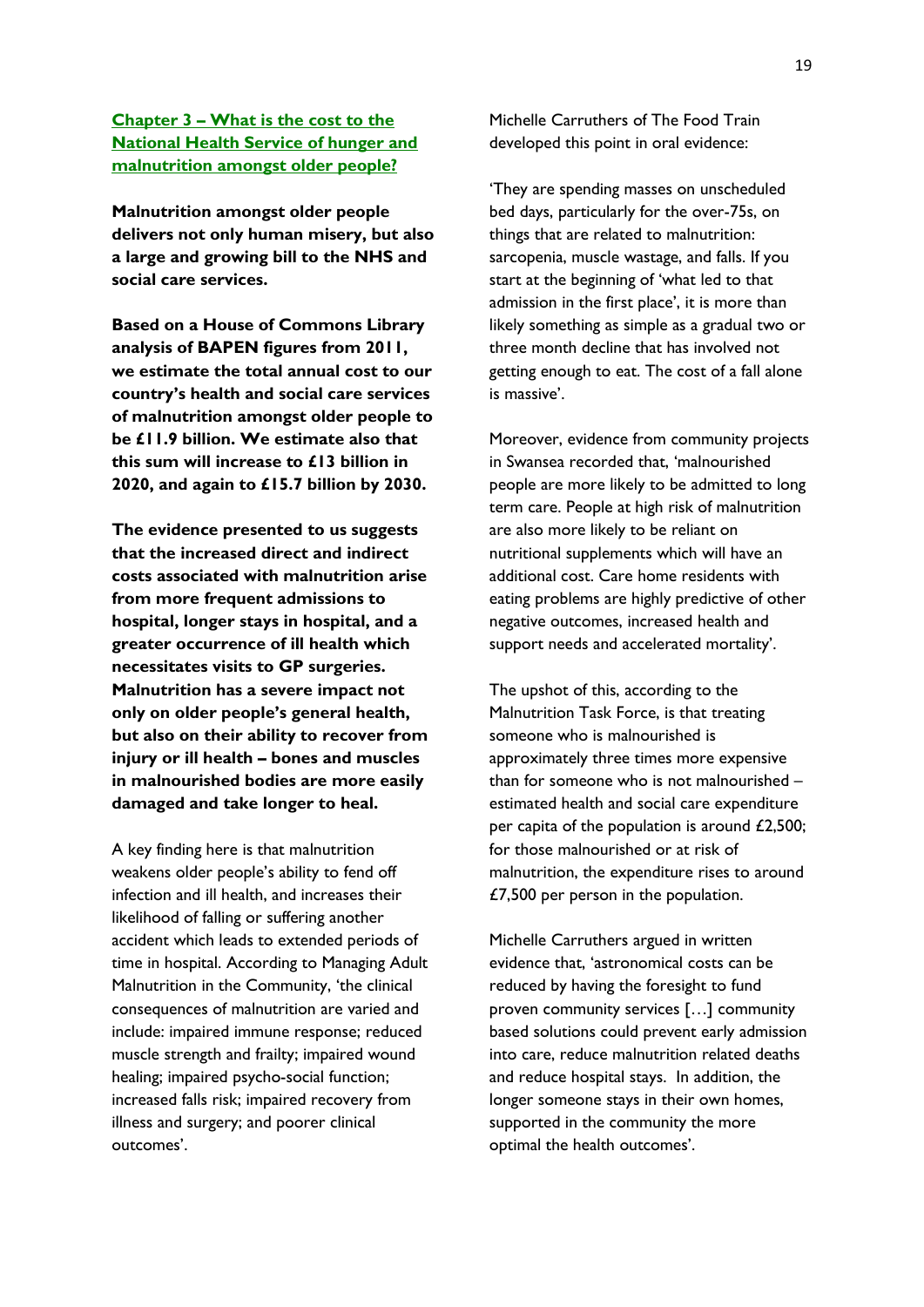## Chapter 3 – What is the cost to the National Health Service of hunger and malnutrition amongst older people?

**Malnutrition amongst older people delivers not only human misery, but also a large and growing bill to the NHS and social care services.**

**Based on a House of Commons Library analysis of BAPEN figures from 2011, we estimate the total annual cost to our country's health and social care services of malnutrition amongst older people to be £11.9 billion. We estimate also that this sum will increase to £13 billion in 2020, and again to £15.7 billion by 2030.**

**The evidence presented to us suggests that the increased direct and indirect costs associated with malnutrition arise from more frequent admissions to hospital, longer stays in hospital, and a greater occurrence of ill health which necessitates visits to GP surgeries. Malnutrition has a severe impact not only on older people's general health, but also on their ability to recover from injury or ill health – bones and muscles in malnourished bodies are more easily damaged and take longer to heal.**

A key finding here is that malnutrition weakens older people's ability to fend off infection and ill health, and increases their likelihood of falling or suffering another accident which leads to extended periods of time in hospital. According to Managing Adult Malnutrition in the Community, 'the clinical consequences of malnutrition are varied and include: impaired immune response; reduced muscle strength and frailty; impaired wound healing; impaired psycho-social function; increased falls risk; impaired recovery from illness and surgery; and poorer clinical outcomes'.

Michelle Carruthers of The Food Train developed this point in oral evidence:

'They are spending masses on unscheduled bed days, particularly for the over-75s, on things that are related to malnutrition: sarcopenia, muscle wastage, and falls. If you start at the beginning of 'what led to that admission in the first place', it is more than likely something as simple as a gradual two or three month decline that has involved not getting enough to eat. The cost of a fall alone is massive'.

Moreover, evidence from community projects in Swansea recorded that, 'malnourished people are more likely to be admitted to long term care. People at high risk of malnutrition are also more likely to be reliant on nutritional supplements which will have an additional cost. Care home residents with eating problems are highly predictive of other negative outcomes, increased health and support needs and accelerated mortality'.

The upshot of this, according to the Malnutrition Task Force, is that treating someone who is malnourished is approximately three times more expensive than for someone who is not malnourished – estimated health and social care expenditure per capita of the population is around £2,500; for those malnourished or at risk of malnutrition, the expenditure rises to around £7,500 per person in the population.

Michelle Carruthers argued in written evidence that, 'astronomical costs can be reduced by having the foresight to fund proven community services […] community based solutions could prevent early admission into care, reduce malnutrition related deaths and reduce hospital stays. In addition, the longer someone stays in their own homes, supported in the community the more optimal the health outcomes'.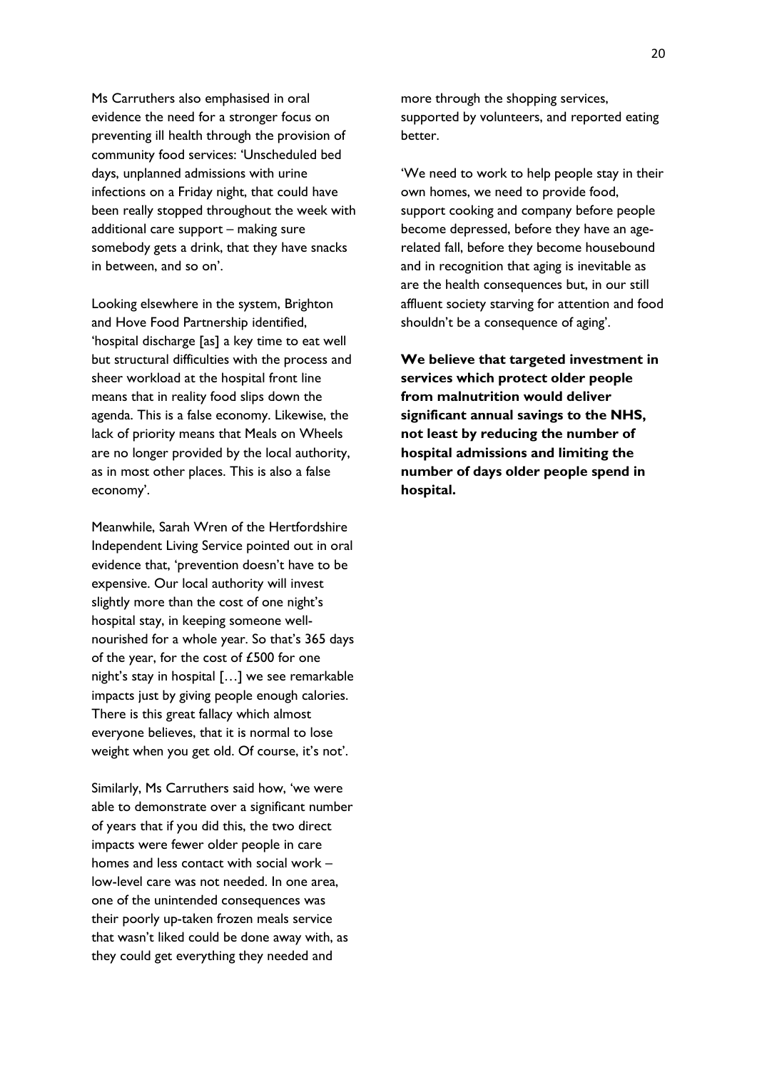Ms Carruthers also emphasised in oral evidence the need for a stronger focus on preventing ill health through the provision of community food services: 'Unscheduled bed days, unplanned admissions with urine infections on a Friday night, that could have been really stopped throughout the week with additional care support – making sure somebody gets a drink, that they have snacks in between, and so on'.

Looking elsewhere in the system, Brighton and Hove Food Partnership identified, 'hospital discharge [as] a key time to eat well but structural difficulties with the process and sheer workload at the hospital front line means that in reality food slips down the agenda. This is a false economy. Likewise, the lack of priority means that Meals on Wheels are no longer provided by the local authority, as in most other places. This is also a false economy'.

Meanwhile, Sarah Wren of the Hertfordshire Independent Living Service pointed out in oral evidence that, 'prevention doesn't have to be expensive. Our local authority will invest slightly more than the cost of one night's hospital stay, in keeping someone well-nourished for a whole year. So that's 365 days of the year, for the cost of £500 for one night's stay in hospital […] we see remarkable impacts just by giving people enough calories. There is this great fallacy which almost everyone believes, that it is normal to lose weight when you get old. Of course, it's not'.

Similarly, Ms Carruthers said how, 'we were able to demonstrate over a significant number of years that if you did this, the two direct impacts were fewer older people in care homes and less contact with social work – low-level care was not needed. In one area, one of the unintended consequences was their poorly up-taken frozen meals service that wasn't liked could be done away with, as they could get everything they needed and more through the shopping services, supported by volunteers, and reported eating better.

'We need to work to help people stay in their own homes, we need to provide food, support cooking and company before people become depressed, before they have an age-related fall, before they become housebound and in recognition that aging is inevitable as are the health consequences but, in our still affluent society starving for attention and food shouldn't be a consequence of aging'.

**We believe that targeted investment in services which protect older people from malnutrition would deliver significant annual savings to the NHS, not least by reducing the number of hospital admissions and limiting the number of days older people spend in hospital.**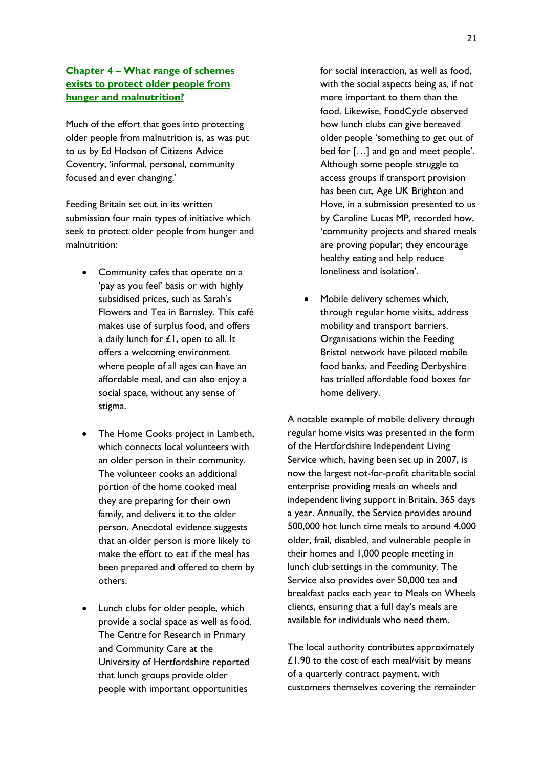## Chapter 4 – What range of schemes exists to protect older people from hunger and malnutrition?

Much of the effort that goes into protecting older people from malnutrition is, as was put to us by Ed Hodson of Citizens Advice Coventry, 'informal, personal, community focused and ever changing.'

Feeding Britain set out in its written submission four main types of initiative which seek to protect older people from hunger and malnutrition:

- Community cafes that operate on a 'pay as you feel' basis or with highly subsidised prices, such as Sarah's Flowers and Tea in Barnsley. This café makes use of surplus food, and offers a daily lunch for £1, open to all. It offers a welcoming environment where people of all ages can have an affordable meal, and can also enjoy a social space, without any sense of stigma.

- The Home Cooks project in Lambeth, which connects local volunteers with an older person in their community. The volunteer cooks an additional portion of the home cooked meal they are preparing for their own family, and delivers it to the older person. Anecdotal evidence suggests that an older person is more likely to make the effort to eat if the meal has been prepared and offered to them by others.

- Lunch clubs for older people, which provide a social space as well as food. The Centre for Research in Primary and Community Care at the University of Hertfordshire reported that lunch groups provide older people with important opportunities for social interaction, as well as food, with the social aspects being as, if not more important to them than the food. Likewise, FoodCycle observed how lunch clubs can give bereaved older people 'something to get out of bed for […] and go and meet people'. Although some people struggle to access groups if transport provision has been cut, Age UK Brighton and Hove, in a submission presented to us by Caroline Lucas MP, recorded how, 'community projects and shared meals are proving popular; they encourage healthy eating and help reduce loneliness and isolation'.

- Mobile delivery schemes which, through regular home visits, address mobility and transport barriers. Organisations within the Feeding Bristol network have piloted mobile food banks, and Feeding Derbyshire has trialled affordable food boxes for home delivery.

A notable example of mobile delivery through regular home visits was presented in the form of the Hertfordshire Independent Living Service which, having been set up in 2007, is now the largest not-for-profit charitable social enterprise providing meals on wheels and independent living support in Britain, 365 days a year. Annually, the Service provides around 500,000 hot lunch time meals to around 4,000 older, frail, disabled, and vulnerable people in their homes and 1,000 people meeting in lunch club settings in the community. The Service also provides over 50,000 tea and breakfast packs each year to Meals on Wheels clients, ensuring that a full day's meals are available for individuals who need them.

The local authority contributes approximately £1.90 to the cost of each meal/visit by means of a quarterly contract payment, with customers themselves covering the remainder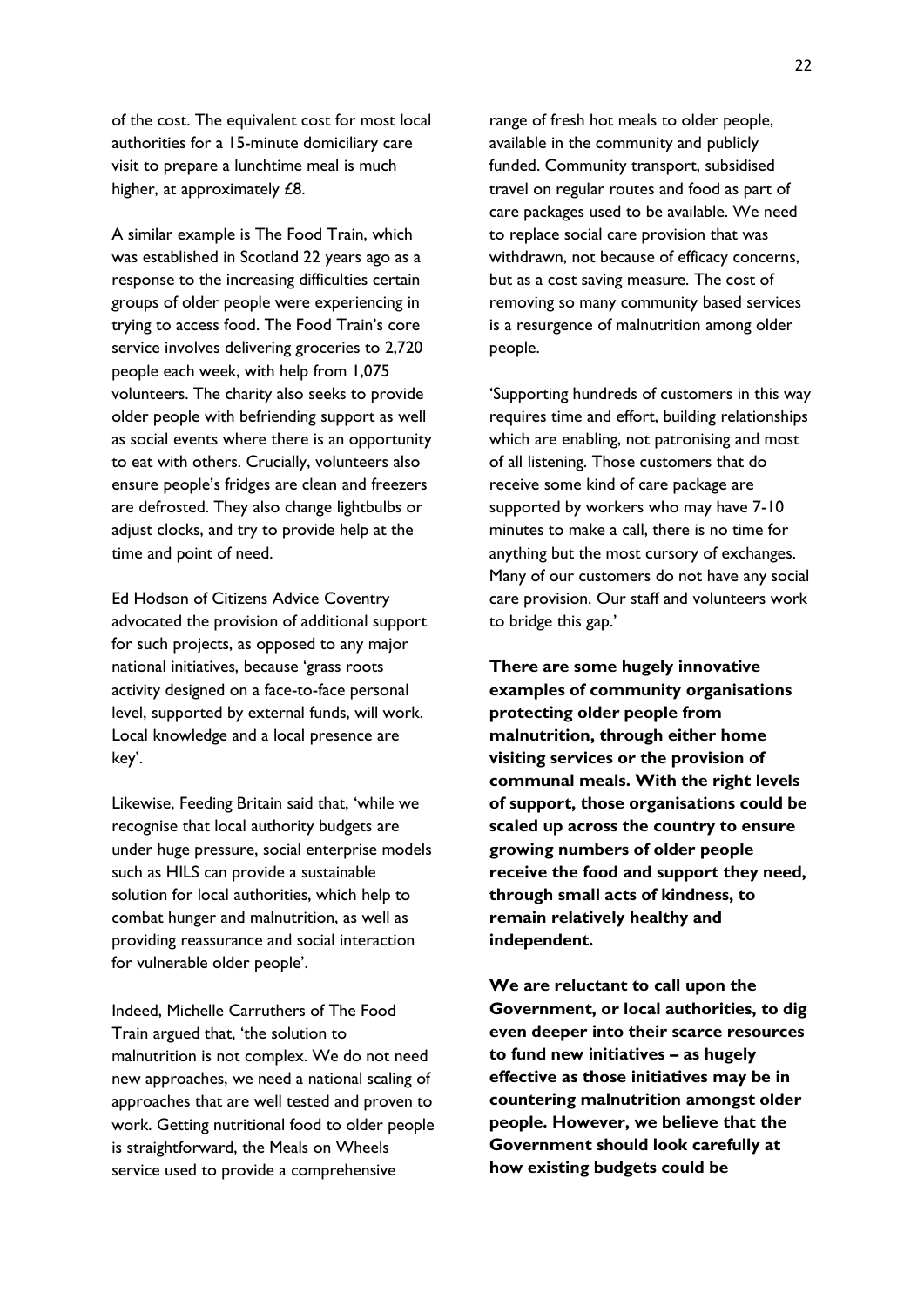of the cost. The equivalent cost for most local authorities for a 15-minute domiciliary care visit to prepare a lunchtime meal is much higher, at approximately £8.

A similar example is The Food Train, which was established in Scotland 22 years ago as a response to the increasing difficulties certain groups of older people were experiencing in trying to access food. The Food Train's core service involves delivering groceries to 2,720 people each week, with help from 1,075 volunteers. The charity also seeks to provide older people with befriending support as well as social events where there is an opportunity to eat with others. Crucially, volunteers also ensure people's fridges are clean and freezers are defrosted. They also change lightbulbs or adjust clocks, and try to provide help at the time and point of need.

Ed Hodson of Citizens Advice Coventry advocated the provision of additional support for such projects, as opposed to any major national initiatives, because 'grass roots activity designed on a face-to-face personal level, supported by external funds, will work. Local knowledge and a local presence are key'.

Likewise, Feeding Britain said that, 'while we recognise that local authority budgets are under huge pressure, social enterprise models such as HILS can provide a sustainable solution for local authorities, which help to combat hunger and malnutrition, as well as providing reassurance and social interaction for vulnerable older people'.

Indeed, Michelle Carruthers of The Food Train argued that, 'the solution to malnutrition is not complex. We do not need new approaches, we need a national scaling of approaches that are well tested and proven to work. Getting nutritional food to older people is straightforward, the Meals on Wheels service used to provide a comprehensive range of fresh hot meals to older people, available in the community and publicly funded. Community transport, subsidised travel on regular routes and food as part of care packages used to be available. We need to replace social care provision that was withdrawn, not because of efficacy concerns, but as a cost saving measure. The cost of removing so many community based services is a resurgence of malnutrition among older people.

'Supporting hundreds of customers in this way requires time and effort, building relationships which are enabling, not patronising and most of all listening. Those customers that do receive some kind of care package are supported by workers who may have 7-10 minutes to make a call, there is no time for anything but the most cursory of exchanges. Many of our customers do not have any social care provision. Our staff and volunteers work to bridge this gap.'

**There are some hugely innovative examples of community organisations protecting older people from malnutrition, through either home visiting services or the provision of communal meals. With the right levels of support, those organisations could be scaled up across the country to ensure growing numbers of older people receive the food and support they need, through small acts of kindness, to remain relatively healthy and independent.**

**We are reluctant to call upon the Government, or local authorities, to dig even deeper into their scarce resources to fund new initiatives – as hugely effective as those initiatives may be in countering malnutrition amongst older people. However, we believe that the Government should look carefully at how existing budgets could be**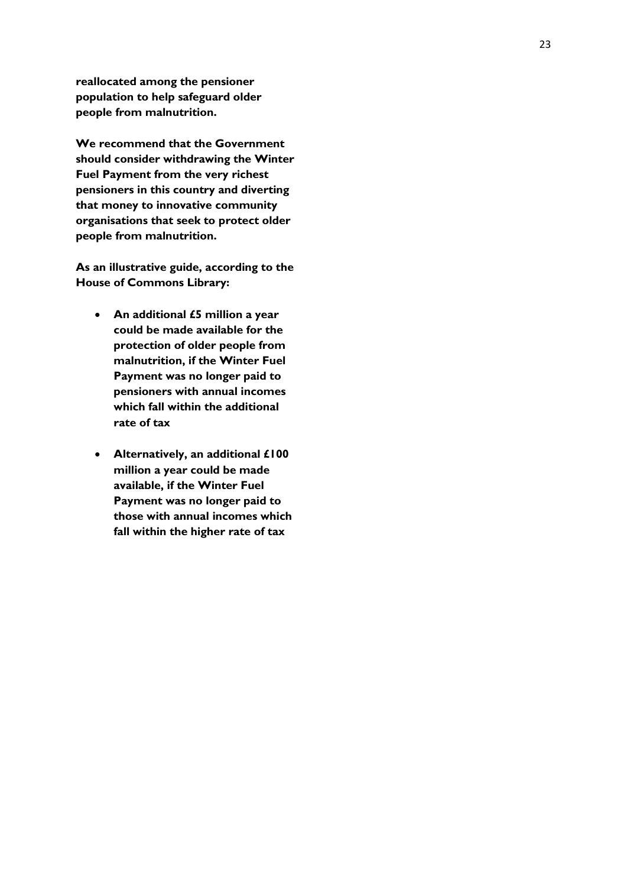**reallocated among the pensioner population to help safeguard older people from malnutrition.**

**We recommend that the Government should consider withdrawing the Winter Fuel Payment from the very richest pensioners in this country and diverting that money to innovative community organisations that seek to protect older people from malnutrition.**

**As an illustrative guide, according to the House of Commons Library:**

- **An additional £5 million a year could be made available for the protection of older people from malnutrition, if the Winter Fuel Payment was no longer paid to pensioners with annual incomes which fall within the additional rate of tax**

- **Alternatively, an additional £100 million a year could be made available, if the Winter Fuel Payment was no longer paid to those with annual incomes which fall within the higher rate of tax**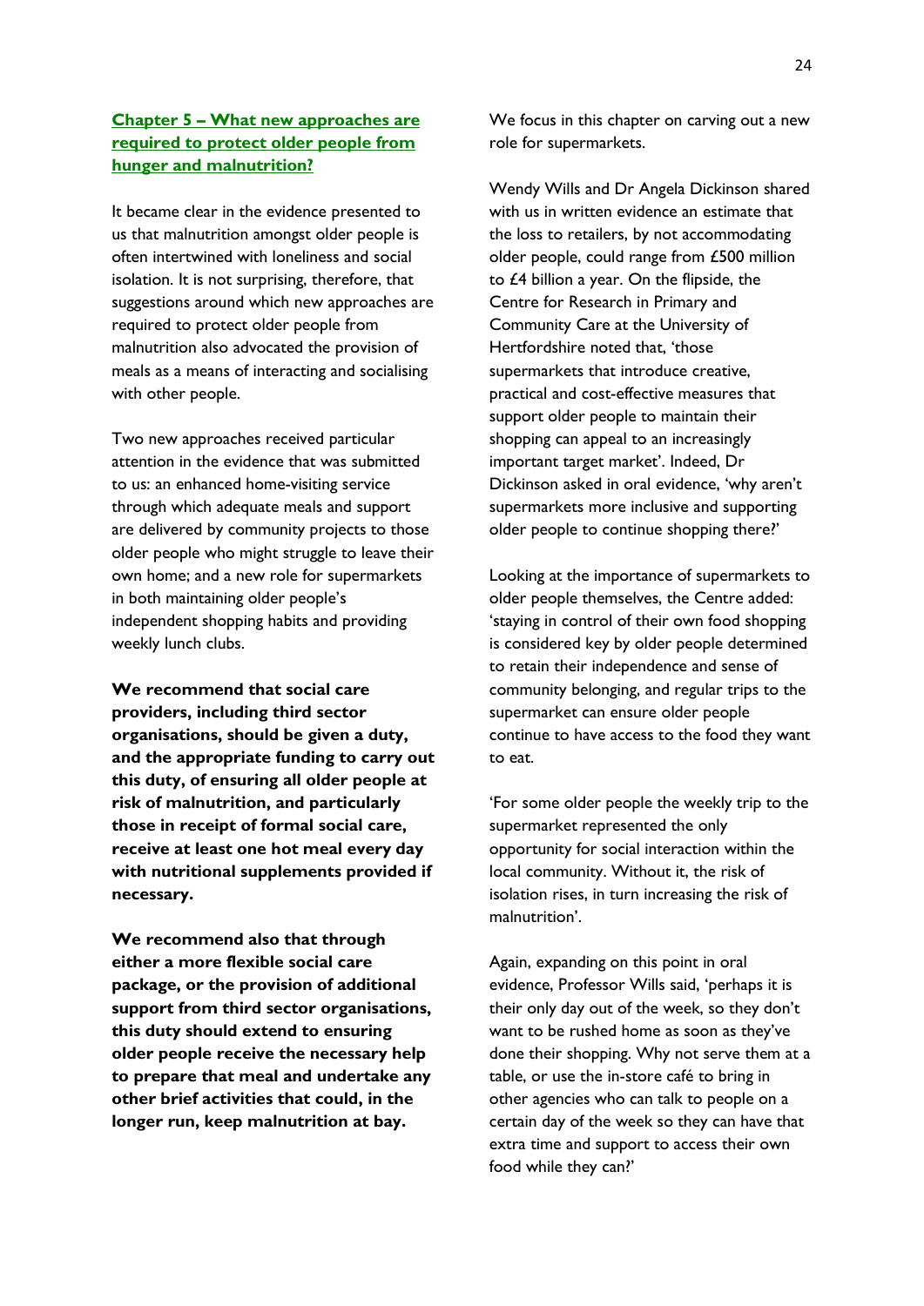## Chapter 5 – What new approaches are required to protect older people from hunger and malnutrition?

It became clear in the evidence presented to us that malnutrition amongst older people is often intertwined with loneliness and social isolation. It is not surprising, therefore, that suggestions around which new approaches are required to protect older people from malnutrition also advocated the provision of meals as a means of interacting and socialising with other people.

Two new approaches received particular attention in the evidence that was submitted to us: an enhanced home-visiting service through which adequate meals and support are delivered by community projects to those older people who might struggle to leave their own home; and a new role for supermarkets in both maintaining older people's independent shopping habits and providing weekly lunch clubs.

**We recommend that social care providers, including third sector organisations, should be given a duty, and the appropriate funding to carry out this duty, of ensuring all older people at risk of malnutrition, and particularly those in receipt of formal social care, receive at least one hot meal every day with nutritional supplements provided if necessary.**

**We recommend also that through either a more flexible social care package, or the provision of additional support from third sector organisations, this duty should extend to ensuring older people receive the necessary help to prepare that meal and undertake any other brief activities that could, in the longer run, keep malnutrition at bay.**

We focus in this chapter on carving out a new role for supermarkets.

Wendy Wills and Dr Angela Dickinson shared with us in written evidence an estimate that the loss to retailers, by not accommodating older people, could range from £500 million to £4 billion a year. On the flipside, the Centre for Research in Primary and Community Care at the University of Hertfordshire noted that, 'those supermarkets that introduce creative, practical and cost-effective measures that support older people to maintain their shopping can appeal to an increasingly important target market'. Indeed, Dr Dickinson asked in oral evidence, 'why aren't supermarkets more inclusive and supporting older people to continue shopping there?'

Looking at the importance of supermarkets to older people themselves, the Centre added: 'staying in control of their own food shopping is considered key by older people determined to retain their independence and sense of community belonging, and regular trips to the supermarket can ensure older people continue to have access to the food they want to eat.

'For some older people the weekly trip to the supermarket represented the only opportunity for social interaction within the local community. Without it, the risk of isolation rises, in turn increasing the risk of malnutrition'.

Again, expanding on this point in oral evidence, Professor Wills said, 'perhaps it is their only day out of the week, so they don't want to be rushed home as soon as they've done their shopping. Why not serve them at a table, or use the in-store café to bring in other agencies who can talk to people on a certain day of the week so they can have that extra time and support to access their own food while they can?'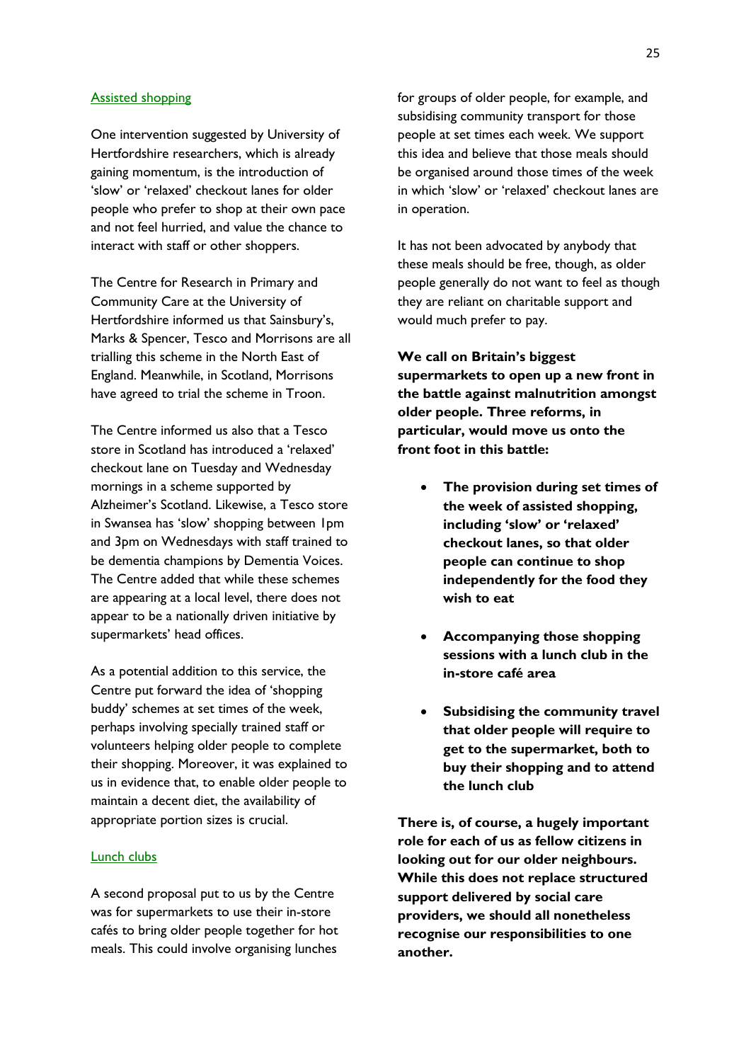### Assisted shopping

One intervention suggested by University of Hertfordshire researchers, which is already gaining momentum, is the introduction of 'slow' or 'relaxed' checkout lanes for older people who prefer to shop at their own pace and not feel hurried, and value the chance to interact with staff or other shoppers.

The Centre for Research in Primary and Community Care at the University of Hertfordshire informed us that Sainsbury's, Marks & Spencer, Tesco and Morrisons are all trialling this scheme in the North East of England. Meanwhile, in Scotland, Morrisons have agreed to trial the scheme in Troon.

The Centre informed us also that a Tesco store in Scotland has introduced a 'relaxed' checkout lane on Tuesday and Wednesday mornings in a scheme supported by Alzheimer's Scotland. Likewise, a Tesco store in Swansea has 'slow' shopping between 1pm and 3pm on Wednesdays with staff trained to be dementia champions by Dementia Voices. The Centre added that while these schemes are appearing at a local level, there does not appear to be a nationally driven initiative by supermarkets' head offices.

As a potential addition to this service, the Centre put forward the idea of 'shopping buddy' schemes at set times of the week, perhaps involving specially trained staff or volunteers helping older people to complete their shopping. Moreover, it was explained to us in evidence that, to enable older people to maintain a decent diet, the availability of appropriate portion sizes is crucial.

### Lunch clubs

A second proposal put to us by the Centre was for supermarkets to use their in-store cafés to bring older people together for hot meals. This could involve organising lunches for groups of older people, for example, and subsidising community transport for those people at set times each week. We support this idea and believe that those meals should be organised around those times of the week in which 'slow' or 'relaxed' checkout lanes are in operation.

It has not been advocated by anybody that these meals should be free, though, as older people generally do not want to feel as though they are reliant on charitable support and would much prefer to pay.

**We call on Britain's biggest supermarkets to open up a new front in the battle against malnutrition amongst older people. Three reforms, in particular, would move us onto the front foot in this battle:**

- **The provision during set times of the week of assisted shopping, including 'slow' or 'relaxed' checkout lanes, so that older people can continue to shop independently for the food they wish to eat**
- **Accompanying those shopping sessions with a lunch club in the in-store café area**
- **Subsidising the community travel that older people will require to get to the supermarket, both to buy their shopping and to attend the lunch club**

**There is, of course, a hugely important role for each of us as fellow citizens in looking out for our older neighbours. While this does not replace structured support delivered by social care providers, we should all nonetheless recognise our responsibilities to one another.**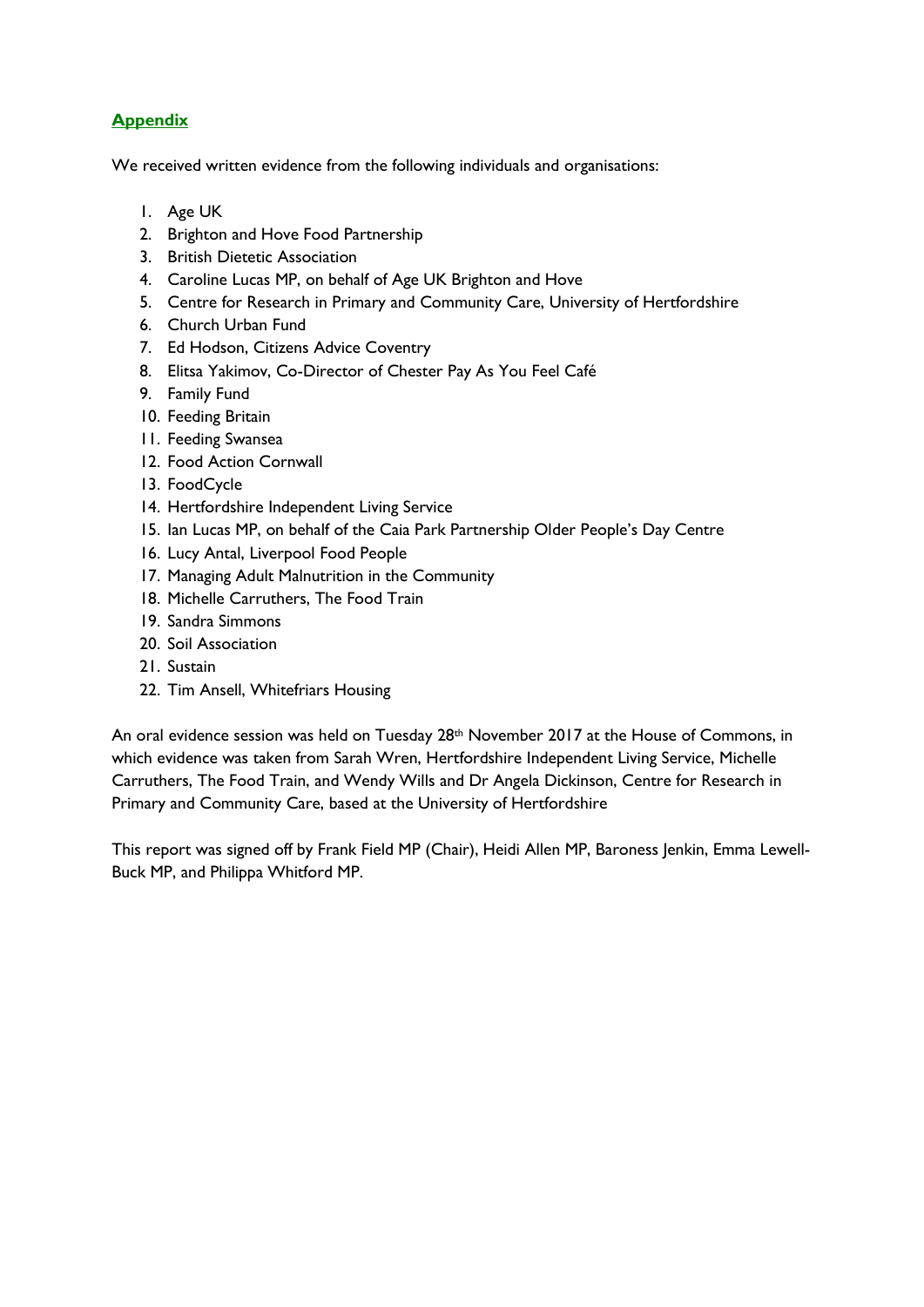## **Appendix**

We received written evidence from the following individuals and organisations:

1. Age UK
2. Brighton and Hove Food Partnership
3. British Dietetic Association
4. Caroline Lucas MP, on behalf of Age UK Brighton and Hove
5. Centre for Research in Primary and Community Care, University of Hertfordshire
6. Church Urban Fund
7. Ed Hodson, Citizens Advice Coventry
8. Elitsa Yakimov, Co-Director of Chester Pay As You Feel Café
9. Family Fund
10. Feeding Britain
11. Feeding Swansea
12. Food Action Cornwall
13. FoodCycle
14. Hertfordshire Independent Living Service
15. Ian Lucas MP, on behalf of the Caia Park Partnership Older People's Day Centre
16. Lucy Antal, Liverpool Food People
17. Managing Adult Malnutrition in the Community
18. Michelle Carruthers, The Food Train
19. Sandra Simmons
20. Soil Association
21. Sustain
22. Tim Ansell, Whitefriars Housing

An oral evidence session was held on Tuesday 28th November 2017 at the House of Commons, in which evidence was taken from Sarah Wren, Hertfordshire Independent Living Service, Michelle Carruthers, The Food Train, and Wendy Wills and Dr Angela Dickinson, Centre for Research in Primary and Community Care, based at the University of Hertfordshire

This report was signed off by Frank Field MP (Chair), Heidi Allen MP, Baroness Jenkin, Emma Lewell-Buck MP, and Philippa Whitford MP.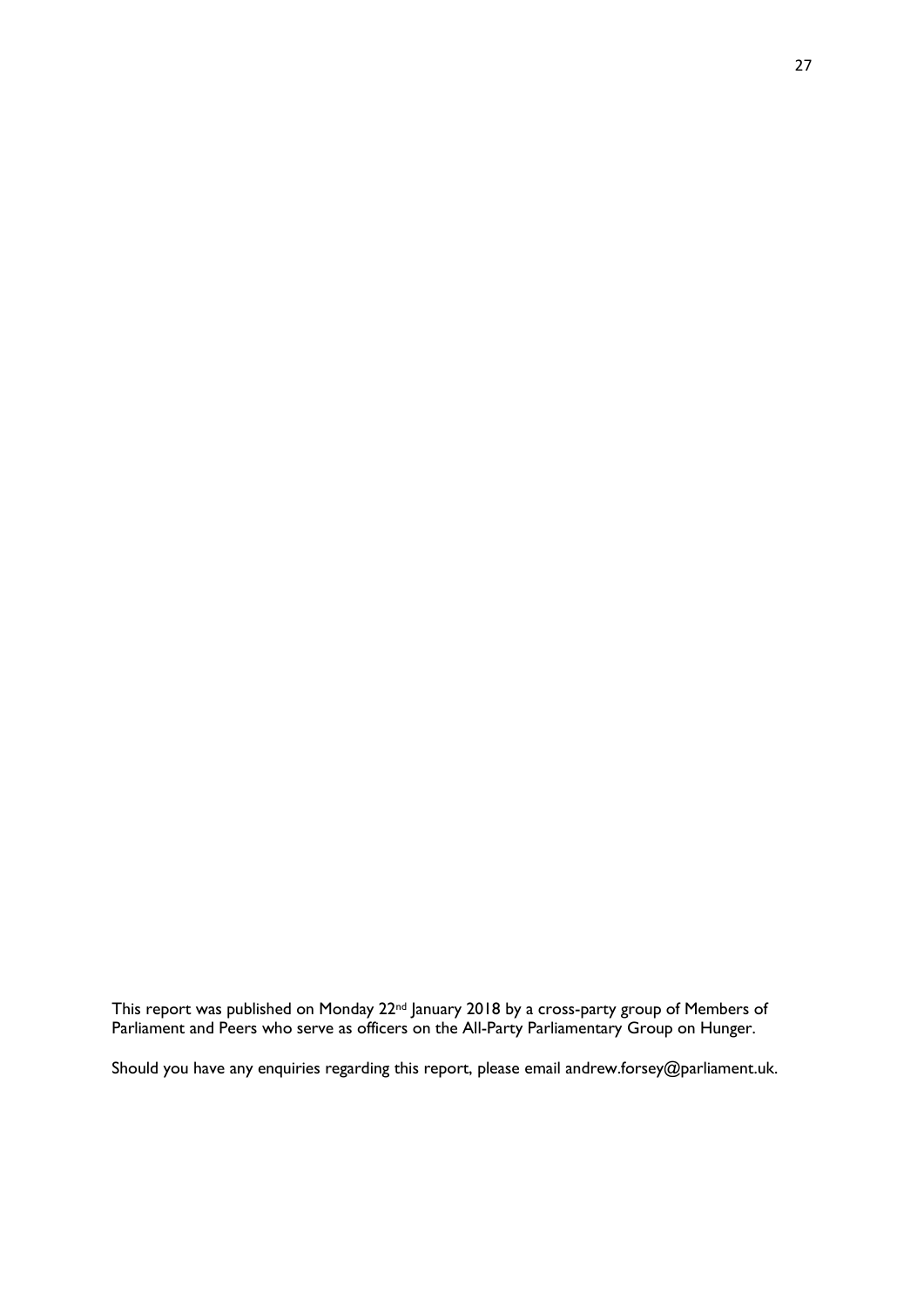This report was published on Monday 22nd January 2018 by a cross-party group of Members of Parliament and Peers who serve as officers on the All-Party Parliamentary Group on Hunger.

Should you have any enquiries regarding this report, please email andrew.forsey@parliament.uk.